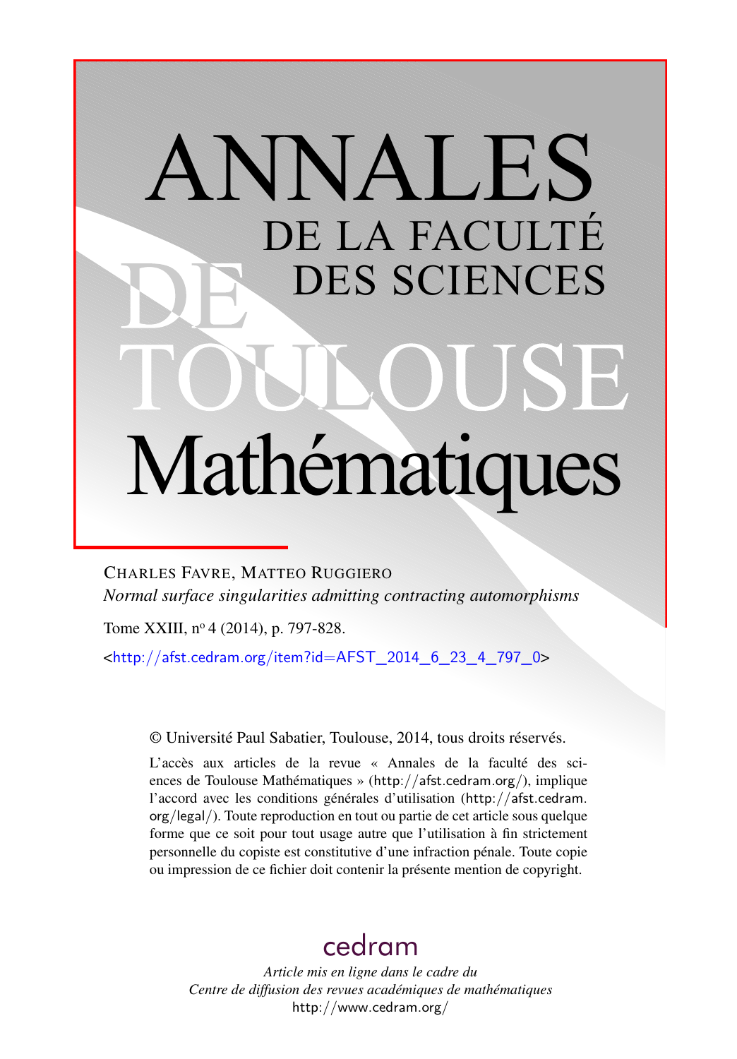# ANNALES DE LA FACULTÉ DES SCIENCES DE TOULOUSE Mathématiques

CHARLES FAVRE, MATTEO RUGGIERO

*Normal surface singularities admitting contracting automorphisms*

Tome XXIII, nº 4 (2014), p. 797-828.

<http://afst.cedram.org/item?id=AFST_2014_6_23_4_797_0>

© Université Paul Sabatier, Toulouse, 2014, tous droits réservés.

L'accès aux articles de la revue « Annales de la faculté des sciences de Toulouse Mathématiques » (http://afst.cedram.org/), implique l'accord avec les conditions générales d'utilisation (http://afst.cedram.org/legal/). Toute reproduction en tout ou partie de cet article sous quelque forme que ce soit pour tout usage autre que l'utilisation à fin strictement personnelle du copiste est constitutive d'une infraction pénale. Toute copie ou impression de ce fichier doit contenir la présente mention de copyright.

cedram

*Article mis en ligne dans le cadre du*
*Centre de diffusion des revues académiques de mathématiques*
http://www.cedram.org/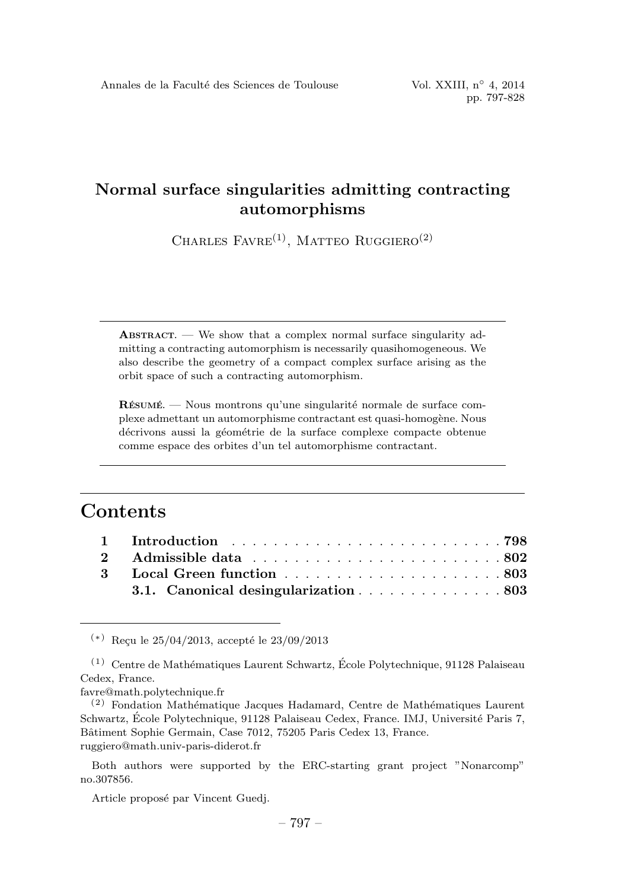# Normal surface singularities admitting contracting automorphisms

Charles Favre[(1)], Matteo Ruggiero[(2)]

---

**Abstract.** — We show that a complex normal surface singularity admitting a contracting automorphism is necessarily quasihomogeneous. We also describe the geometry of a compact complex surface arising as the orbit space of such a contracting automorphism.

**Résumé.** — Nous montrons qu'une singularité normale de surface complexe admettant un automorphisme contractant est quasi-homogène. Nous décrivons aussi la géométrie de la surface complexe compacte obtenue comme espace des orbites d'un tel automorphisme contractant.

---

## Contents

| | | |
|---|---|---|
| 1 | **Introduction** | **798** |
| 2 | **Admissible data** | **802** |
| 3 | **Local Green function** | **803** |
| | **3.1. Canonical desingularization** | **803** |

---

[(*)] Reçu le 25/04/2013, accepté le 23/09/2013

[(1)] Centre de Mathématiques Laurent Schwartz, École Polytechnique, 91128 Palaiseau Cedex, France.
favre@math.polytechnique.fr

[(2)] Fondation Mathématique Jacques Hadamard, Centre de Mathématiques Laurent Schwartz, École Polytechnique, 91128 Palaiseau Cedex, France. IMJ, Université Paris 7, Bâtiment Sophie Germain, Case 7012, 75205 Paris Cedex 13, France.
ruggiero@math.univ-paris-diderot.fr

Both authors were supported by the ERC-starting grant project "Nonarcomp" no.307856.

Article proposé par Vincent Guedj.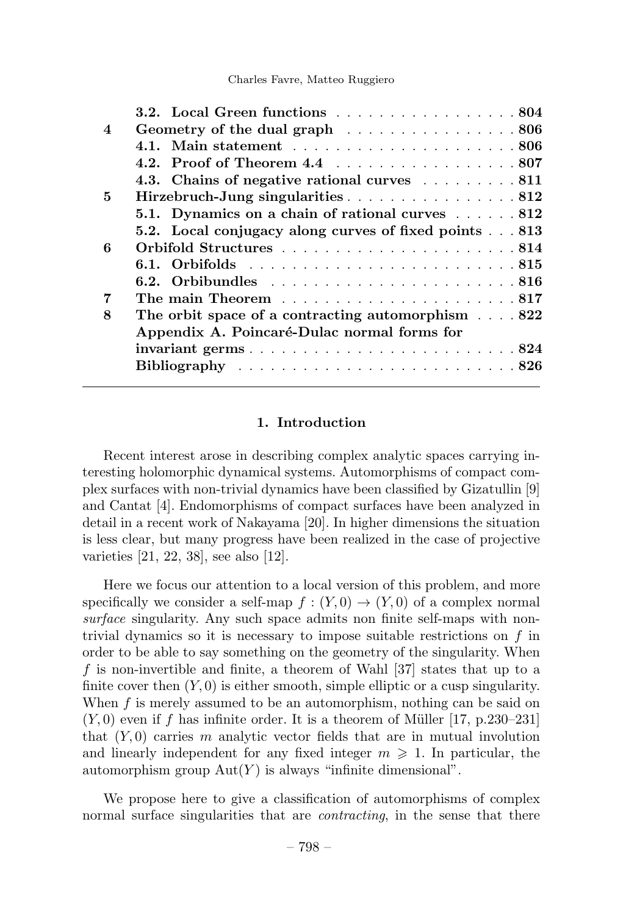| | | |
|---|---|---|
| | **3.2. Local Green functions** | **804** |
| **4** | **Geometry of the dual graph** | **806** |
| | **4.1. Main statement** | **806** |
| | **4.2. Proof of Theorem 4.4** | **807** |
| | **4.3. Chains of negative rational curves** | **811** |
| **5** | **Hirzebruch-Jung singularities** | **812** |
| | **5.1. Dynamics on a chain of rational curves** | **812** |
| | **5.2. Local conjugacy along curves of fixed points** | **813** |
| **6** | **Orbifold Structures** | **814** |
| | **6.1. Orbifolds** | **815** |
| | **6.2. Orbibundles** | **816** |
| **7** | **The main Theorem** | **817** |
| **8** | **The orbit space of a contracting automorphism** | **822** |
| | **Appendix A. Poincaré-Dulac normal forms for invariant germs** | **824** |
| | **Bibliography** | **826** |

## 1. Introduction

Recent interest arose in describing complex analytic spaces carrying interesting holomorphic dynamical systems. Automorphisms of compact complex surfaces with non-trivial dynamics have been classified by Gizatullin [9] and Cantat [4]. Endomorphisms of compact surfaces have been analyzed in detail in a recent work of Nakayama [20]. In higher dimensions the situation is less clear, but many progress have been realized in the case of projective varieties [21, 22, 38], see also [12].

Here we focus our attention to a local version of this problem, and more specifically we consider a self-map $f : (Y, 0) \to (Y, 0)$ of a complex normal *surface* singularity. Any such space admits non finite self-maps with non-trivial dynamics so it is necessary to impose suitable restrictions on $f$ in order to be able to say something on the geometry of the singularity. When $f$ is non-invertible and finite, a theorem of Wahl [37] states that up to a finite cover then $(Y, 0)$ is either smooth, simple elliptic or a cusp singularity. When $f$ is merely assumed to be an automorphism, nothing can be said on $(Y, 0)$ even if $f$ has infinite order. It is a theorem of Müller [17, p.230–231] that $(Y, 0)$ carries $m$ analytic vector fields that are in mutual involution and linearly independent for any fixed integer $m \geqslant 1$. In particular, the automorphism group $\mathrm{Aut}(Y)$ is always "infinite dimensional".

We propose here to give a classification of automorphisms of complex normal surface singularities that are *contracting*, in the sense that there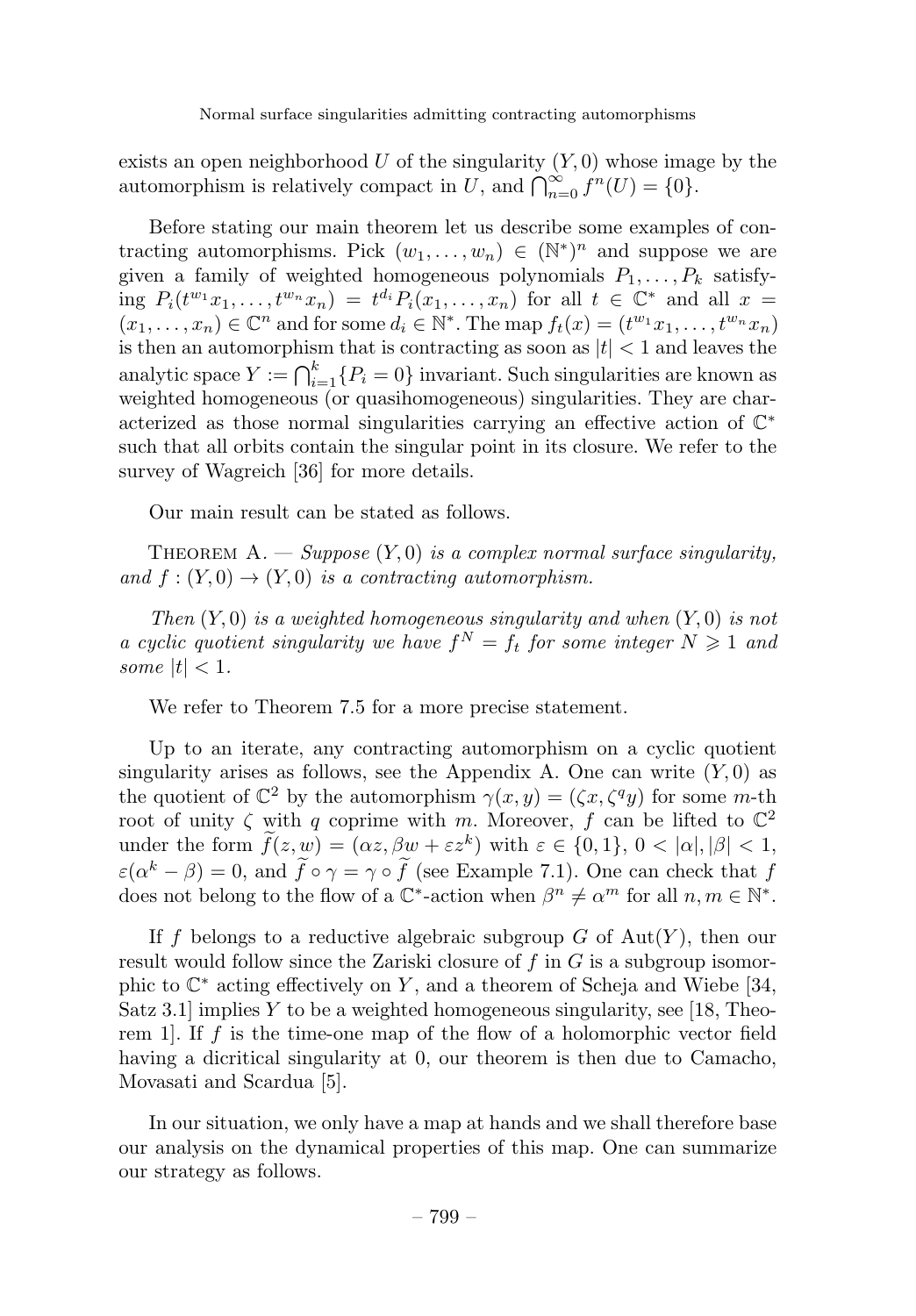exists an open neighborhood $U$ of the singularity $(Y, 0)$ whose image by the automorphism is relatively compact in $U$, and $\bigcap_{n=0}^{\infty} f^n(U) = \{0\}$.

Before stating our main theorem let us describe some examples of contracting automorphisms. Pick $(w_1, \dots, w_n) \in (\mathbb{N}^*)^n$ and suppose we are given a family of weighted homogeneous polynomials $P_1, \dots, P_k$ satisfying $P_i(t^{w_1}x_1, \dots, t^{w_n}x_n) = t^{d_i}P_i(x_1, \dots, x_n)$ for all $t \in \mathbb{C}^*$ and all $x = (x_1, \dots, x_n) \in \mathbb{C}^n$ and for some $d_i \in \mathbb{N}^*$. The map $f_t(x) = (t^{w_1}x_1, \dots, t^{w_n}x_n)$ is then an automorphism that is contracting as soon as $|t| < 1$ and leaves the analytic space $Y := \bigcap_{i=1}^{k}\{P_i = 0\}$ invariant. Such singularities are known as weighted homogeneous (or quasihomogeneous) singularities. They are characterized as those normal singularities carrying an effective action of $\mathbb{C}^*$ such that all orbits contain the singular point in its closure. We refer to the survey of Wagreich [36] for more details.

Our main result can be stated as follows.

Theorem A. — *Suppose $(Y, 0)$ is a complex normal surface singularity, and $f : (Y, 0) \to (Y, 0)$ is a contracting automorphism.*

*Then $(Y, 0)$ is a weighted homogeneous singularity and when $(Y, 0)$ is not a cyclic quotient singularity we have $f^N = f_t$ for some integer $N \geqslant 1$ and some $|t| < 1$.*

We refer to Theorem 7.5 for a more precise statement.

Up to an iterate, any contracting automorphism on a cyclic quotient singularity arises as follows, see the Appendix A. One can write $(Y, 0)$ as the quotient of $\mathbb{C}^2$ by the automorphism $\gamma(x, y) = (\zeta x, \zeta^q y)$ for some $m$-th root of unity $\zeta$ with $q$ coprime with $m$. Moreover, $f$ can be lifted to $\mathbb{C}^2$ under the form $\widetilde{f}(z, w) = (\alpha z, \beta w + \varepsilon z^k)$ with $\varepsilon \in \{0, 1\}$, $0 < |\alpha|, |\beta| < 1$, $\varepsilon(\alpha^k - \beta) = 0$, and $\widetilde{f} \circ \gamma = \gamma \circ \widetilde{f}$ (see Example 7.1). One can check that $f$ does not belong to the flow of a $\mathbb{C}^*$-action when $\beta^n \neq \alpha^m$ for all $n, m \in \mathbb{N}^*$.

If $f$ belongs to a reductive algebraic subgroup $G$ of $\mathrm{Aut}(Y)$, then our result would follow since the Zariski closure of $f$ in $G$ is a subgroup isomorphic to $\mathbb{C}^*$ acting effectively on $Y$, and a theorem of Scheja and Wiebe [34, Satz 3.1] implies $Y$ to be a weighted homogeneous singularity, see [18, Theorem 1]. If $f$ is the time-one map of the flow of a holomorphic vector field having a dicritical singularity at 0, our theorem is then due to Camacho, Movasati and Scardua [5].

In our situation, we only have a map at hands and we shall therefore base our analysis on the dynamical properties of this map. One can summarize our strategy as follows.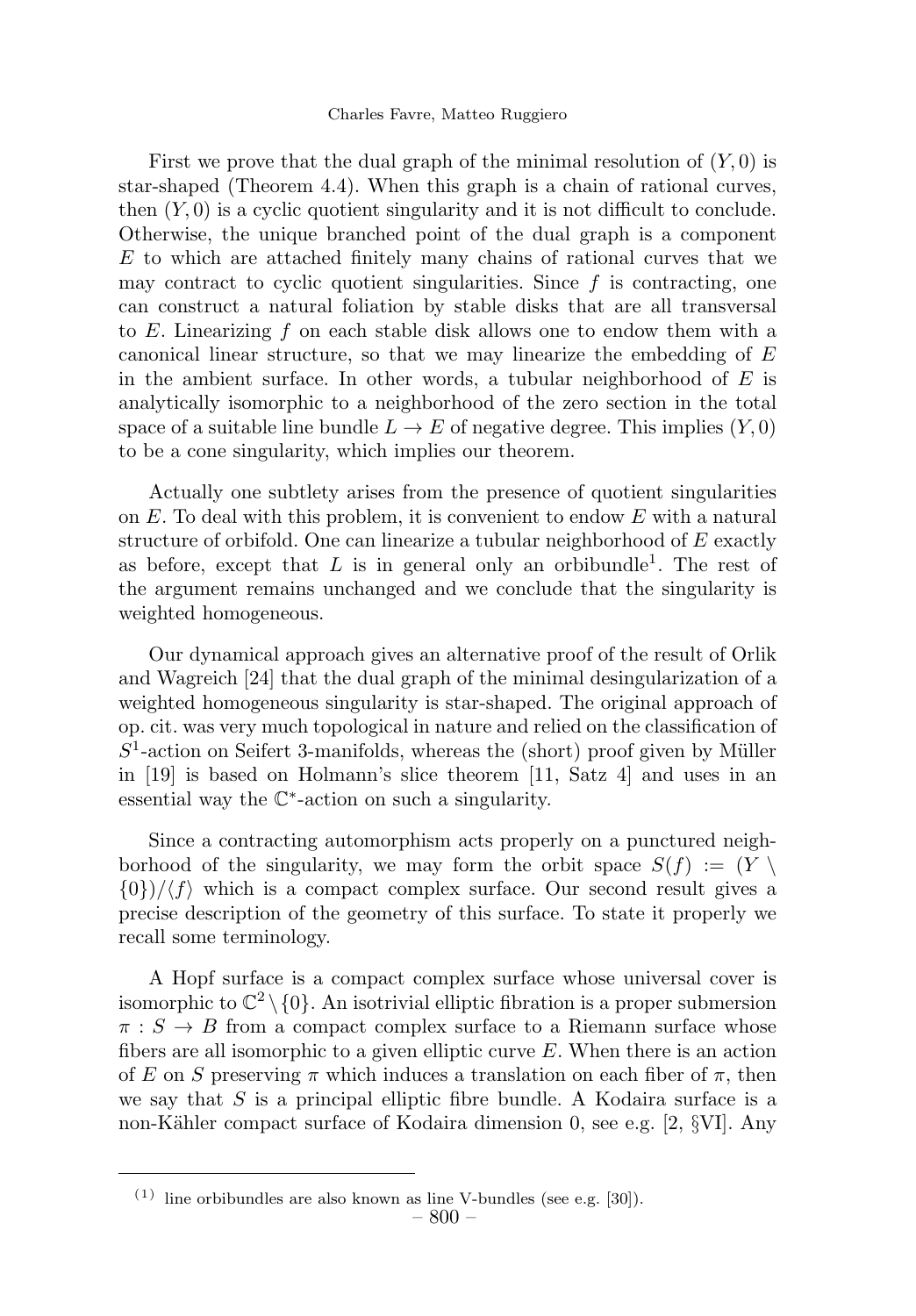First we prove that the dual graph of the minimal resolution of $(Y, 0)$ is star-shaped (Theorem 4.4). When this graph is a chain of rational curves, then $(Y, 0)$ is a cyclic quotient singularity and it is not difficult to conclude. Otherwise, the unique branched point of the dual graph is a component $E$ to which are attached finitely many chains of rational curves that we may contract to cyclic quotient singularities. Since $f$ is contracting, one can construct a natural foliation by stable disks that are all transversal to $E$. Linearizing $f$ on each stable disk allows one to endow them with a canonical linear structure, so that we may linearize the embedding of $E$ in the ambient surface. In other words, a tubular neighborhood of $E$ is analytically isomorphic to a neighborhood of the zero section in the total space of a suitable line bundle $L \to E$ of negative degree. This implies $(Y, 0)$ to be a cone singularity, which implies our theorem.

Actually one subtlety arises from the presence of quotient singularities on $E$. To deal with this problem, it is convenient to endow $E$ with a natural structure of orbifold. One can linearize a tubular neighborhood of $E$ exactly as before, except that $L$ is in general only an orbibundle[1]. The rest of the argument remains unchanged and we conclude that the singularity is weighted homogeneous.

Our dynamical approach gives an alternative proof of the result of Orlik and Wagreich [24] that the dual graph of the minimal desingularization of a weighted homogeneous singularity is star-shaped. The original approach of op. cit. was very much topological in nature and relied on the classification of $S^1$-action on Seifert 3-manifolds, whereas the (short) proof given by Müller in [19] is based on Holmann's slice theorem [11, Satz 4] and uses in an essential way the $\mathbb{C}^*$-action on such a singularity.

Since a contracting automorphism acts properly on a punctured neighborhood of the singularity, we may form the orbit space $S(f) := (Y \setminus \{0\})/\langle f \rangle$ which is a compact complex surface. Our second result gives a precise description of the geometry of this surface. To state it properly we recall some terminology.

A Hopf surface is a compact complex surface whose universal cover is isomorphic to $\mathbb{C}^2 \setminus \{0\}$. An isotrivial elliptic fibration is a proper submersion $\pi : S \to B$ from a compact complex surface to a Riemann surface whose fibers are all isomorphic to a given elliptic curve $E$. When there is an action of $E$ on $S$ preserving $\pi$ which induces a translation on each fiber of $\pi$, then we say that $S$ is a principal elliptic fibre bundle. A Kodaira surface is a non-Kähler compact surface of Kodaira dimension 0, see e.g. [2, §VI]. Any

---

[1] line orbibundles are also known as line V-bundles (see e.g. [30]).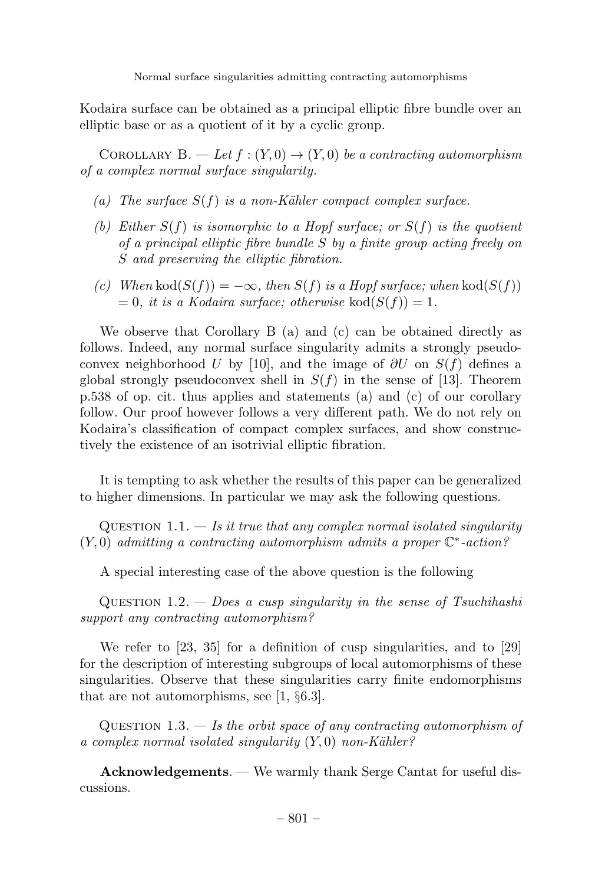Kodaira surface can be obtained as a principal elliptic fibre bundle over an elliptic base or as a quotient of it by a cyclic group.

Corollary B. — *Let $f : (Y, 0) \to (Y, 0)$ be a contracting automorphism of a complex normal surface singularity.*

- *(a) The surface $S(f)$ is a non-Kähler compact complex surface.*
- *(b) Either $S(f)$ is isomorphic to a Hopf surface; or $S(f)$ is the quotient of a principal elliptic fibre bundle $S$ by a finite group acting freely on $S$ and preserving the elliptic fibration.*
- *(c) When $\operatorname{kod}(S(f)) = -\infty$, then $S(f)$ is a Hopf surface; when $\operatorname{kod}(S(f)) = 0$, it is a Kodaira surface; otherwise $\operatorname{kod}(S(f)) = 1$.*

We observe that Corollary B (a) and (c) can be obtained directly as follows. Indeed, any normal surface singularity admits a strongly pseudoconvex neighborhood $U$ by [10], and the image of $\partial U$ on $S(f)$ defines a global strongly pseudoconvex shell in $S(f)$ in the sense of [13]. Theorem p.538 of op. cit. thus applies and statements (a) and (c) of our corollary follow. Our proof however follows a very different path. We do not rely on Kodaira's classification of compact complex surfaces, and show constructively the existence of an isotrivial elliptic fibration.

It is tempting to ask whether the results of this paper can be generalized to higher dimensions. In particular we may ask the following questions.

Question 1.1. — *Is it true that any complex normal isolated singularity $(Y, 0)$ admitting a contracting automorphism admits a proper $\mathbb{C}^*$-action?*

A special interesting case of the above question is the following

Question 1.2. — *Does a cusp singularity in the sense of Tsuchihashi support any contracting automorphism?*

We refer to [23, 35] for a definition of cusp singularities, and to [29] for the description of interesting subgroups of local automorphisms of these singularities. Observe that these singularities carry finite endomorphisms that are not automorphisms, see [1, §6.3].

Question 1.3. — *Is the orbit space of any contracting automorphism of a complex normal isolated singularity $(Y, 0)$ non-Kähler?*

**Acknowledgements**. — We warmly thank Serge Cantat for useful discussions.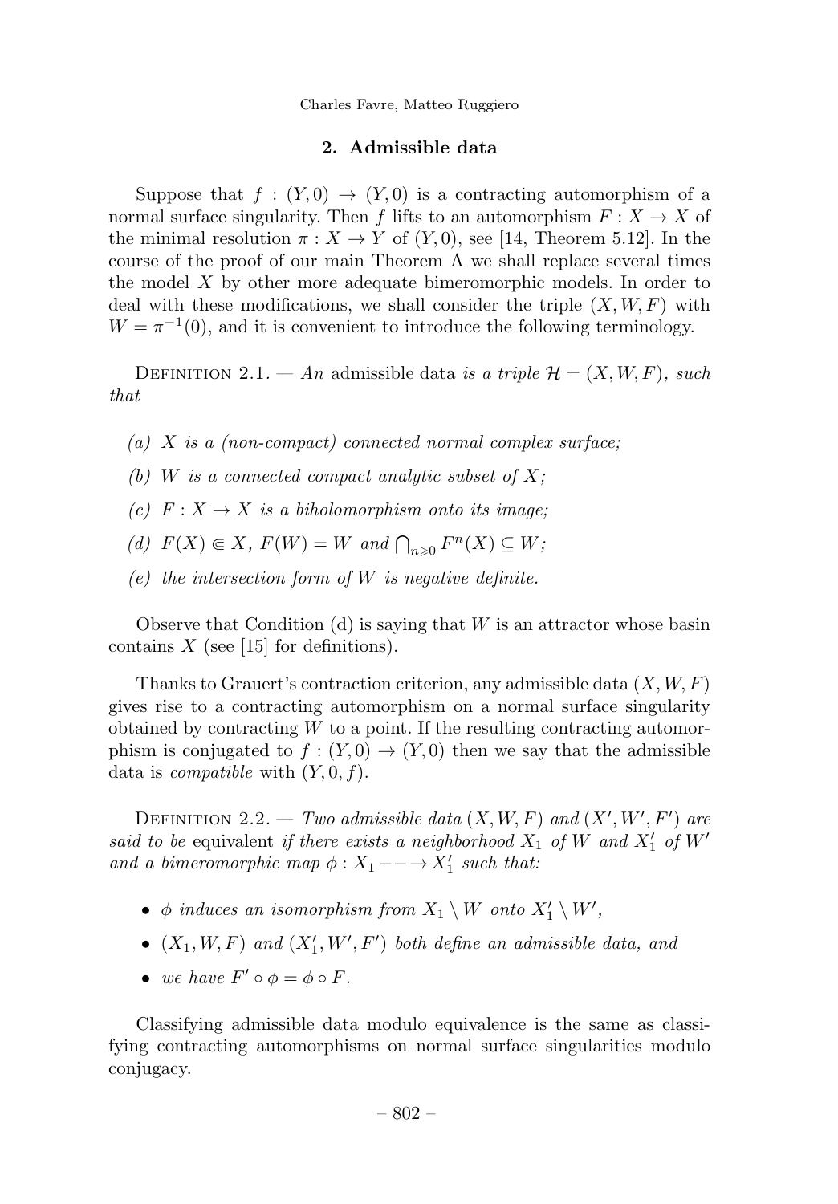## 2. Admissible data

Suppose that $f : (Y, 0) \to (Y, 0)$ is a contracting automorphism of a normal surface singularity. Then $f$ lifts to an automorphism $F : X \to X$ of the minimal resolution $\pi : X \to Y$ of $(Y, 0)$, see [14, Theorem 5.12]. In the course of the proof of our main Theorem A we shall replace several times the model $X$ by other more adequate bimeromorphic models. In order to deal with these modifications, we shall consider the triple $(X, W, F)$ with $W = \pi^{-1}(0)$, and it is convenient to introduce the following terminology.

Definition 2.1. — *An* admissible data *is a triple $\mathcal{H} = (X, W, F)$, such that*

- *(a) $X$ is a (non-compact) connected normal complex surface;*
- *(b) $W$ is a connected compact analytic subset of $X$;*
- *(c) $F : X \to X$ is a biholomorphism onto its image;*
- *(d) $F(X) \Subset X$, $F(W) = W$ and $\bigcap_{n \geqslant 0} F^n(X) \subseteq W$;*
- *(e) the intersection form of $W$ is negative definite.*

Observe that Condition (d) is saying that $W$ is an attractor whose basin contains $X$ (see [15] for definitions).

Thanks to Grauert's contraction criterion, any admissible data $(X, W, F)$ gives rise to a contracting automorphism on a normal surface singularity obtained by contracting $W$ to a point. If the resulting contracting automorphism is conjugated to $f : (Y, 0) \to (Y, 0)$ then we say that the admissible data is *compatible* with $(Y, 0, f)$.

Definition 2.2. — *Two admissible data $(X, W, F)$ and $(X', W', F')$ are said to be* equivalent *if there exists a neighborhood $X_1$ of $W$ and $X_1'$ of $W'$ and a bimeromorphic map $\phi : X_1 \dashrightarrow X_1'$ such that:*

- *$\phi$ induces an isomorphism from $X_1 \setminus W$ onto $X_1' \setminus W'$,*
- *$(X_1, W, F)$ and $(X_1', W', F')$ both define an admissible data, and*
- *we have $F' \circ \phi = \phi \circ F$.*

Classifying admissible data modulo equivalence is the same as classifying contracting automorphisms on normal surface singularities modulo conjugacy.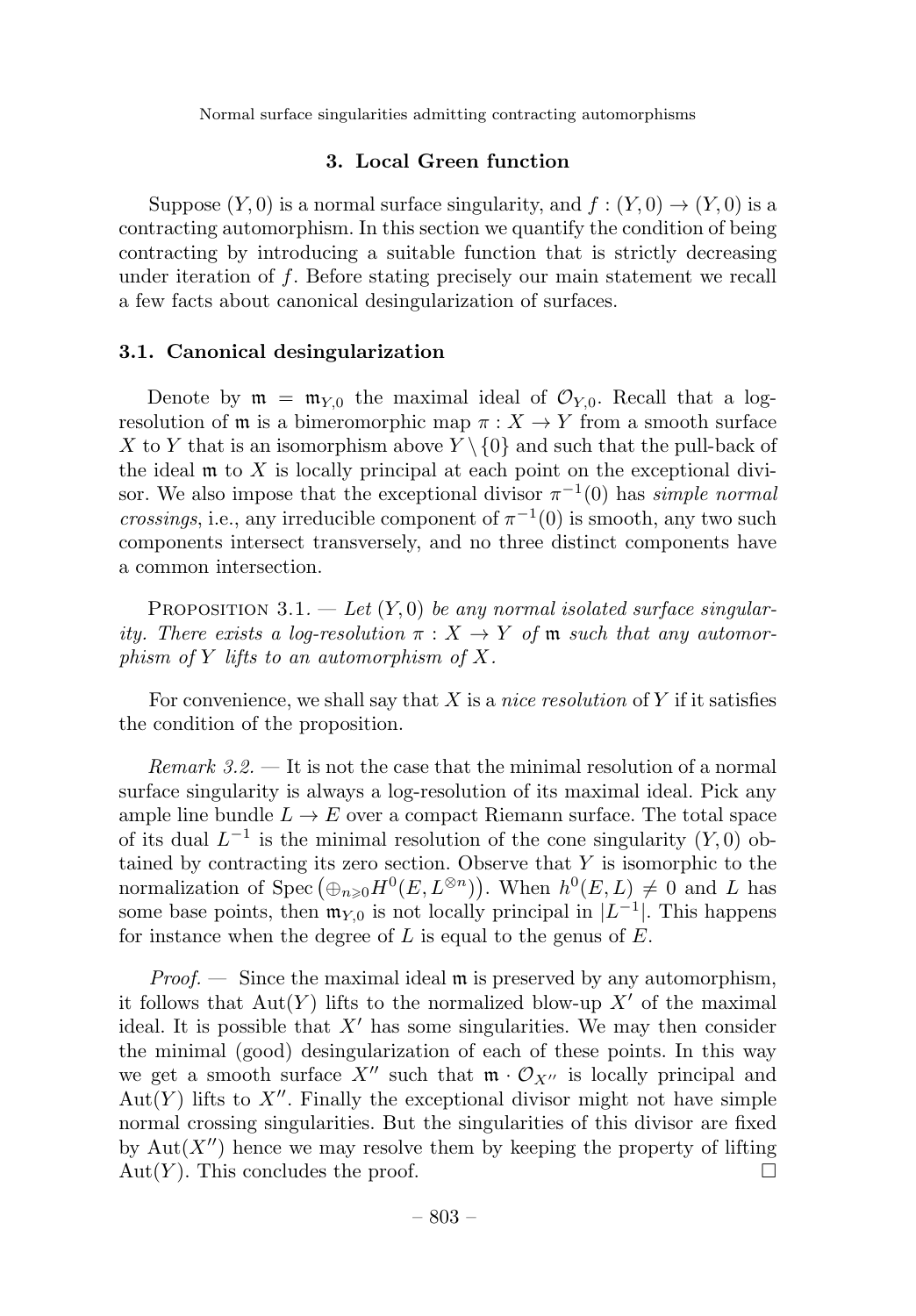## 3. Local Green function

Suppose $(Y, 0)$ is a normal surface singularity, and $f : (Y, 0) \to (Y, 0)$ is a contracting automorphism. In this section we quantify the condition of being contracting by introducing a suitable function that is strictly decreasing under iteration of $f$. Before stating precisely our main statement we recall a few facts about canonical desingularization of surfaces.

### 3.1. Canonical desingularization

Denote by $\mathfrak{m} = \mathfrak{m}_{Y,0}$ the maximal ideal of $\mathcal{O}_{Y,0}$. Recall that a log-resolution of $\mathfrak{m}$ is a bimeromorphic map $\pi : X \to Y$ from a smooth surface $X$ to $Y$ that is an isomorphism above $Y \setminus \{0\}$ and such that the pull-back of the ideal $\mathfrak{m}$ to $X$ is locally principal at each point on the exceptional divisor. We also impose that the exceptional divisor $\pi^{-1}(0)$ has *simple normal crossings*, i.e., any irreducible component of $\pi^{-1}(0)$ is smooth, any two such components intersect transversely, and no three distinct components have a common intersection.

Proposition 3.1. — *Let $(Y, 0)$ be any normal isolated surface singularity. There exists a log-resolution $\pi : X \to Y$ of $\mathfrak{m}$ such that any automorphism of $Y$ lifts to an automorphism of $X$.*

For convenience, we shall say that $X$ is a *nice resolution* of $Y$ if it satisfies the condition of the proposition.

*Remark 3.2.* — It is not the case that the minimal resolution of a normal surface singularity is always a log-resolution of its maximal ideal. Pick any ample line bundle $L \to E$ over a compact Riemann surface. The total space of its dual $L^{-1}$ is the minimal resolution of the cone singularity $(Y, 0)$ obtained by contracting its zero section. Observe that $Y$ is isomorphic to the normalization of $\operatorname{Spec}\left(\oplus_{n \geqslant 0} H^0(E, L^{\otimes n})\right)$. When $h^0(E, L) \neq 0$ and $L$ has some base points, then $\mathfrak{m}_{Y,0}$ is not locally principal in $|L^{-1}|$. This happens for instance when the degree of $L$ is equal to the genus of $E$.

*Proof.* — Since the maximal ideal $\mathfrak{m}$ is preserved by any automorphism, it follows that $\operatorname{Aut}(Y)$ lifts to the normalized blow-up $X'$ of the maximal ideal. It is possible that $X'$ has some singularities. We may then consider the minimal (good) desingularization of each of these points. In this way we get a smooth surface $X''$ such that $\mathfrak{m} \cdot \mathcal{O}_{X''}$ is locally principal and $\operatorname{Aut}(Y)$ lifts to $X''$. Finally the exceptional divisor might not have simple normal crossing singularities. But the singularities of this divisor are fixed by $\operatorname{Aut}(X'')$ hence we may resolve them by keeping the property of lifting $\operatorname{Aut}(Y)$. This concludes the proof. $\square$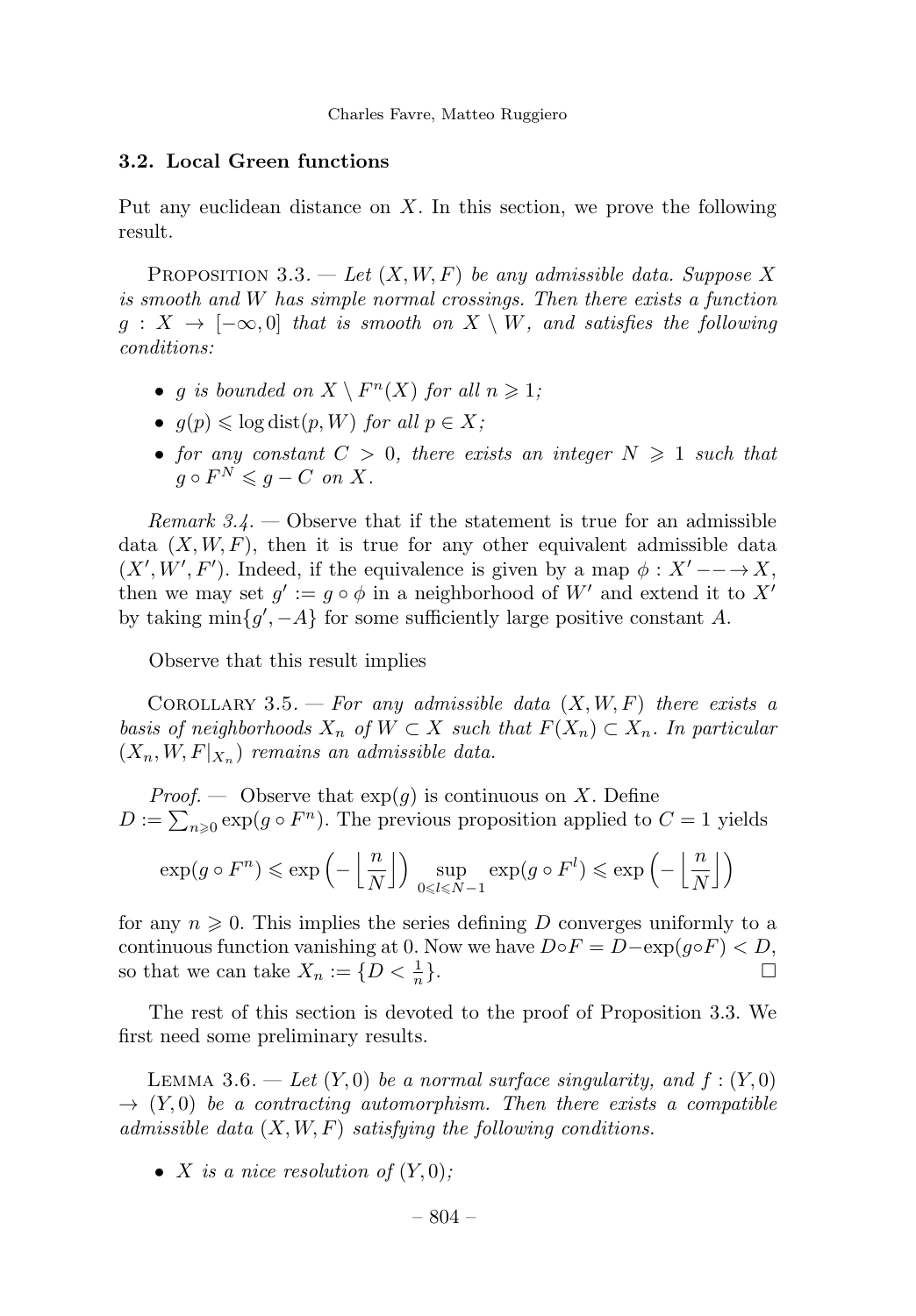### 3.2. Local Green functions

Put any euclidean distance on $X$. In this section, we prove the following result.

PROPOSITION 3.3. — *Let $(X, W, F)$ be any admissible data. Suppose $X$ is smooth and $W$ has simple normal crossings. Then there exists a function $g : X \to [-\infty, 0]$ that is smooth on $X \setminus W$, and satisfies the following conditions:*

- *$g$ is bounded on $X \setminus F^n(X)$ for all $n \geqslant 1$;*
- *$g(p) \leqslant \log \operatorname{dist}(p, W)$ for all $p \in X$;*
- *for any constant $C > 0$, there exists an integer $N \geqslant 1$ such that $g \circ F^N \leqslant g - C$ on $X$.*

*Remark 3.4.* — Observe that if the statement is true for an admissible data $(X, W, F)$, then it is true for any other equivalent admissible data $(X', W', F')$. Indeed, if the equivalence is given by a map $\phi : X' \dashrightarrow X$, then we may set $g' := g \circ \phi$ in a neighborhood of $W'$ and extend it to $X'$ by taking $\min\{g', -A\}$ for some sufficiently large positive constant $A$.

Observe that this result implies

COROLLARY 3.5. — *For any admissible data $(X, W, F)$ there exists a basis of neighborhoods $X_n$ of $W \subset X$ such that $F(X_n) \subset X_n$. In particular $(X_n, W, F|_{X_n})$ remains an admissible data.*

*Proof.* — Observe that $\exp(g)$ is continuous on $X$. Define $D := \sum_{n \geqslant 0} \exp(g \circ F^n)$. The previous proposition applied to $C = 1$ yields

$$\exp(g \circ F^n) \leqslant \exp\left(-\left\lfloor \frac{n}{N} \right\rfloor\right) \sup_{0 \leqslant l \leqslant N-1} \exp(g \circ F^l) \leqslant \exp\left(-\left\lfloor \frac{n}{N} \right\rfloor\right)$$

for any $n \geqslant 0$. This implies the series defining $D$ converges uniformly to a continuous function vanishing at 0. Now we have $D \circ F = D - \exp(g \circ F) < D$, so that we can take $X_n := \{D < \frac{1}{n}\}$. $\square$

The rest of this section is devoted to the proof of Proposition 3.3. We first need some preliminary results.

LEMMA 3.6. — *Let $(Y, 0)$ be a normal surface singularity, and $f : (Y, 0) \to (Y, 0)$ be a contracting automorphism. Then there exists a compatible admissible data $(X, W, F)$ satisfying the following conditions.*

- *$X$ is a nice resolution of $(Y, 0)$;*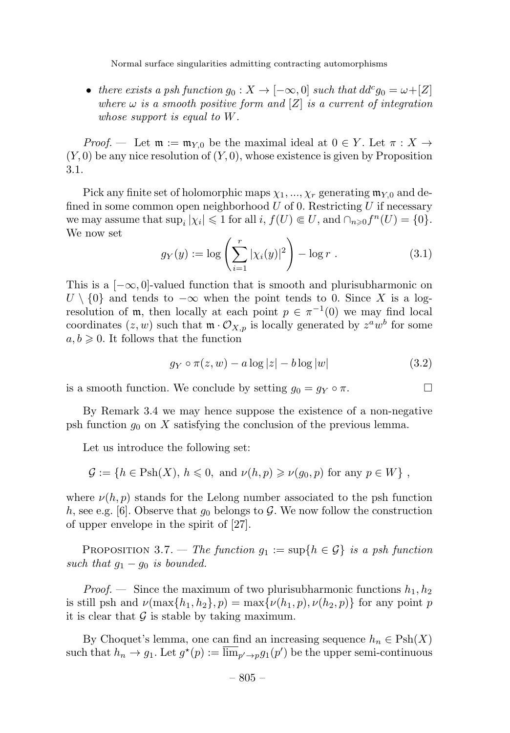- *there exists a psh function $g_0 : X \to [-\infty, 0]$ such that $dd^c g_0 = \omega + [Z]$ where $\omega$ is a smooth positive form and $[Z]$ is a current of integration whose support is equal to $W$.*

*Proof.* — Let $\mathfrak{m} := \mathfrak{m}_{Y,0}$ be the maximal ideal at $0 \in Y$. Let $\pi : X \to (Y, 0)$ be any nice resolution of $(Y, 0)$, whose existence is given by Proposition 3.1.

Pick any finite set of holomorphic maps $\chi_1, ..., \chi_r$ generating $\mathfrak{m}_{Y,0}$ and defined in some common open neighborhood $U$ of 0. Restricting $U$ if necessary we may assume that $\sup_i |\chi_i| \leqslant 1$ for all $i$, $f(U) \Subset U$, and $\cap_{n \geqslant 0} f^n(U) = \{0\}$. We now set

$$g_Y(y) := \log \left( \sum_{i=1}^{r} |\chi_i(y)|^2 \right) - \log r \ . \tag{3.1}$$

This is a $[-\infty, 0]$-valued function that is smooth and plurisubharmonic on $U \setminus \{0\}$ and tends to $-\infty$ when the point tends to 0. Since $X$ is a log-resolution of $\mathfrak{m}$, then locally at each point $p \in \pi^{-1}(0)$ we may find local coordinates $(z, w)$ such that $\mathfrak{m} \cdot \mathcal{O}_{X,p}$ is locally generated by $z^a w^b$ for some $a, b \geqslant 0$. It follows that the function

$$g_Y \circ \pi(z, w) - a \log |z| - b \log |w| \tag{3.2}$$

is a smooth function. We conclude by setting $g_0 = g_Y \circ \pi$. $\square$

By Remark 3.4 we may hence suppose the existence of a non-negative psh function $g_0$ on $X$ satisfying the conclusion of the previous lemma.

Let us introduce the following set:

$$\mathcal{G} := \{h \in \mathrm{Psh}(X),\ h \leqslant 0,\ \text{and } \nu(h, p) \geqslant \nu(g_0, p) \text{ for any } p \in W\} \ ,$$

where $\nu(h, p)$ stands for the Lelong number associated to the psh function $h$, see e.g. [6]. Observe that $g_0$ belongs to $\mathcal{G}$. We now follow the construction of upper envelope in the spirit of [27].

Proposition 3.7. — *The function $g_1 := \sup\{h \in \mathcal{G}\}$ is a psh function such that $g_1 - g_0$ is bounded.*

*Proof.* — Since the maximum of two plurisubharmonic functions $h_1, h_2$ is still psh and $\nu(\max\{h_1, h_2\}, p) = \max\{\nu(h_1, p), \nu(h_2, p)\}$ for any point $p$ it is clear that $\mathcal{G}$ is stable by taking maximum.

By Choquet's lemma, one can find an increasing sequence $h_n \in \mathrm{Psh}(X)$ such that $h_n \to g_1$. Let $g^\star(p) := \overline{\lim}_{p' \to p} g_1(p')$ be the upper semi-continuous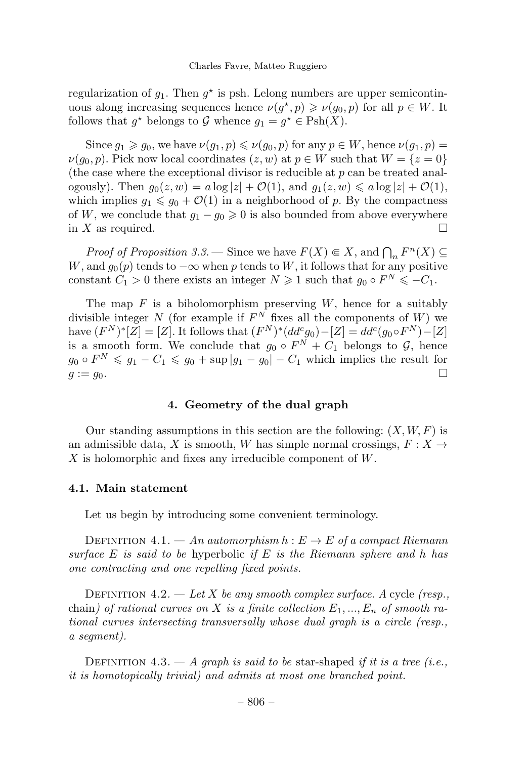regularization of $g_1$. Then $g^\star$ is psh. Lelong numbers are upper semicontinuous along increasing sequences hence $\nu(g^\star, p) \geqslant \nu(g_0, p)$ for all $p \in W$. It follows that $g^\star$ belongs to $\mathcal{G}$ whence $g_1 = g^\star \in \mathrm{Psh}(X)$.

Since $g_1 \geqslant g_0$, we have $\nu(g_1, p) \leqslant \nu(g_0, p)$ for any $p \in W$, hence $\nu(g_1, p) = \nu(g_0, p)$. Pick now local coordinates $(z, w)$ at $p \in W$ such that $W = \{z = 0\}$ (the case where the exceptional divisor is reducible at $p$ can be treated analogously). Then $g_0(z, w) = a \log |z| + \mathcal{O}(1)$, and $g_1(z, w) \leqslant a \log |z| + \mathcal{O}(1)$, which implies $g_1 \leqslant g_0 + \mathcal{O}(1)$ in a neighborhood of $p$. By the compactness of $W$, we conclude that $g_1 - g_0 \geqslant 0$ is also bounded from above everywhere in $X$ as required. $\square$

*Proof of Proposition 3.3.* — Since we have $F(X) \Subset X$, and $\bigcap_n F^n(X) \subseteq W$, and $g_0(p)$ tends to $-\infty$ when $p$ tends to $W$, it follows that for any positive constant $C_1 > 0$ there exists an integer $N \geqslant 1$ such that $g_0 \circ F^N \leqslant -C_1$.

The map $F$ is a biholomorphism preserving $W$, hence for a suitably divisible integer $N$ (for example if $F^N$ fixes all the components of $W$) we have $(F^N)^*[Z] = [Z]$. It follows that $(F^N)^*(dd^c g_0) - [Z] = dd^c(g_0 \circ F^N) - [Z]$ is a smooth form. We conclude that $g_0 \circ F^N + C_1$ belongs to $\mathcal{G}$, hence $g_0 \circ F^N \leqslant g_1 - C_1 \leqslant g_0 + \sup |g_1 - g_0| - C_1$ which implies the result for $g := g_0$. $\square$

## 4. Geometry of the dual graph

Our standing assumptions in this section are the following: $(X, W, F)$ is an admissible data, $X$ is smooth, $W$ has simple normal crossings, $F : X \to X$ is holomorphic and fixes any irreducible component of $W$.

### 4.1. Main statement

Let us begin by introducing some convenient terminology.

Definition 4.1. — *An automorphism $h : E \to E$ of a compact Riemann surface $E$ is said to be* hyperbolic *if $E$ is the Riemann sphere and $h$ has one contracting and one repelling fixed points.*

Definition 4.2. — *Let $X$ be any smooth complex surface. A* cycle *(resp.,* chain*) of rational curves on $X$ is a finite collection $E_1, ..., E_n$ of smooth rational curves intersecting transversally whose dual graph is a circle (resp., a segment).*

Definition 4.3. — *A graph is said to be* star-shaped *if it is a tree (i.e., it is homotopically trivial) and admits at most one branched point.*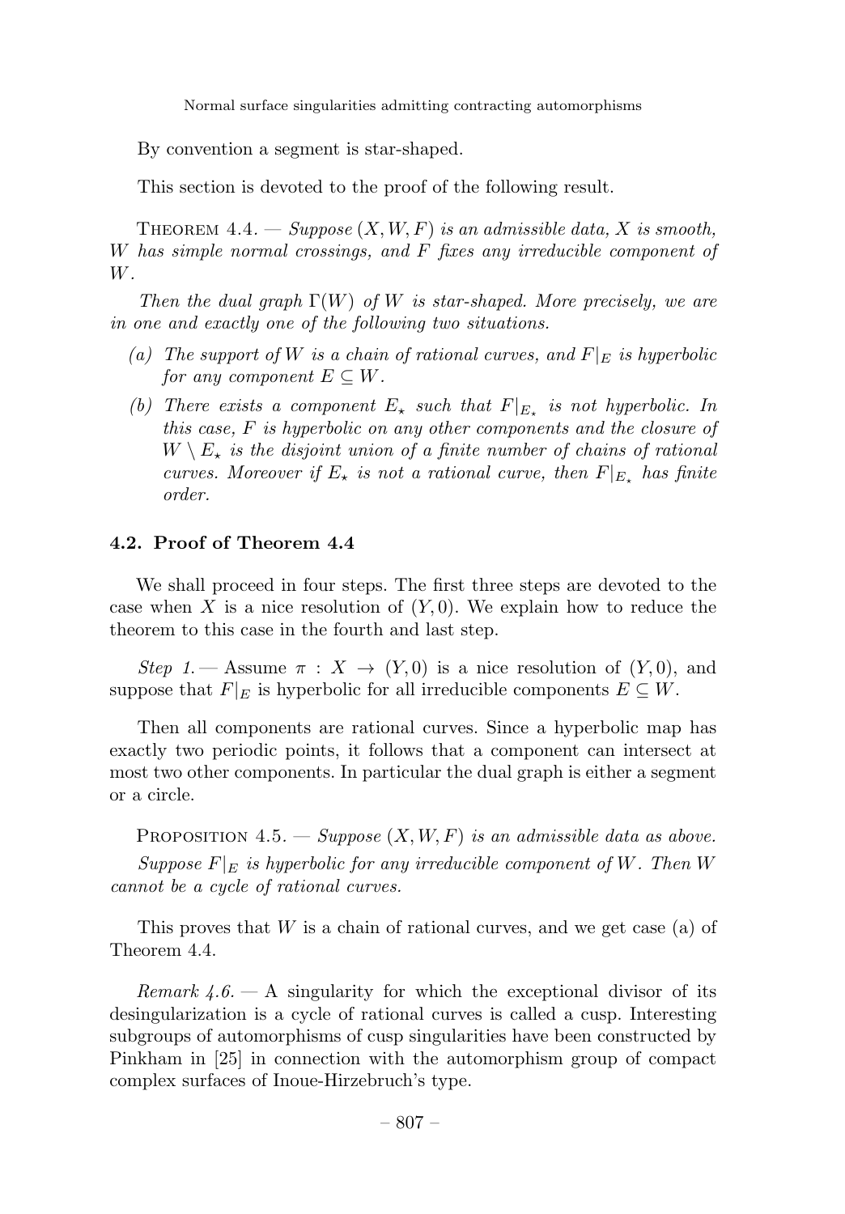By convention a segment is star-shaped.

This section is devoted to the proof of the following result.

Theorem 4.4. — *Suppose $(X, W, F)$ is an admissible data, $X$ is smooth, $W$ has simple normal crossings, and $F$ fixes any irreducible component of $W$.*

*Then the dual graph $\Gamma(W)$ of $W$ is star-shaped. More precisely, we are in one and exactly one of the following two situations.*

- *(a) The support of $W$ is a chain of rational curves, and $F|_E$ is hyperbolic for any component $E \subseteq W$.*
- *(b) There exists a component $E_\star$ such that $F|_{E_\star}$ is not hyperbolic. In this case, $F$ is hyperbolic on any other components and the closure of $W \setminus E_\star$ is the disjoint union of a finite number of chains of rational curves. Moreover if $E_\star$ is not a rational curve, then $F|_{E_\star}$ has finite order.*

## 4.2. Proof of Theorem 4.4

We shall proceed in four steps. The first three steps are devoted to the case when $X$ is a nice resolution of $(Y, 0)$. We explain how to reduce the theorem to this case in the fourth and last step.

*Step 1.* — Assume $\pi : X \to (Y, 0)$ is a nice resolution of $(Y, 0)$, and suppose that $F|_E$ is hyperbolic for all irreducible components $E \subseteq W$.

Then all components are rational curves. Since a hyperbolic map has exactly two periodic points, it follows that a component can intersect at most two other components. In particular the dual graph is either a segment or a circle.

Proposition 4.5. — *Suppose $(X, W, F)$ is an admissible data as above. Suppose $F|_E$ is hyperbolic for any irreducible component of $W$. Then $W$ cannot be a cycle of rational curves.*

This proves that $W$ is a chain of rational curves, and we get case (a) of Theorem 4.4.

*Remark 4.6.* — A singularity for which the exceptional divisor of its desingularization is a cycle of rational curves is called a cusp. Interesting subgroups of automorphisms of cusp singularities have been constructed by Pinkham in [25] in connection with the automorphism group of compact complex surfaces of Inoue-Hirzebruch's type.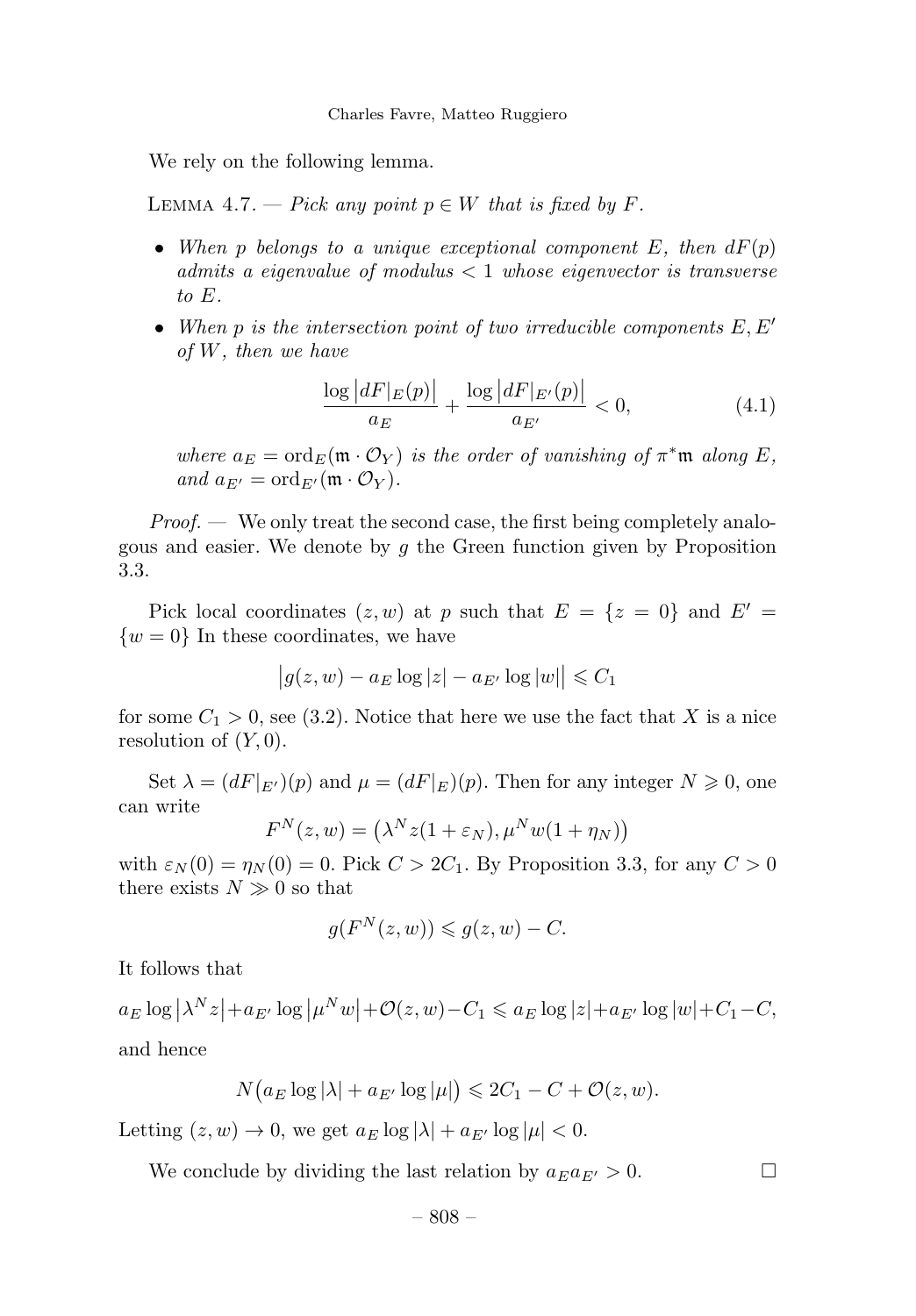We rely on the following lemma.

Lemma 4.7. — *Pick any point $p \in W$ that is fixed by $F$.*

- *When $p$ belongs to a unique exceptional component $E$, then $dF(p)$ admits a eigenvalue of modulus $< 1$ whose eigenvector is transverse to $E$.*
- *When $p$ is the intersection point of two irreducible components $E, E'$ of $W$, then we have*

$$\frac{\log\left|dF|_E(p)\right|}{a_E} + \frac{\log\left|dF|_{E'}(p)\right|}{a_{E'}} < 0, \tag{4.1}$$

*where $a_E = \operatorname{ord}_E(\mathfrak{m} \cdot \mathcal{O}_Y)$ is the order of vanishing of $\pi^*\mathfrak{m}$ along $E$, and $a_{E'} = \operatorname{ord}_{E'}(\mathfrak{m} \cdot \mathcal{O}_Y)$.*

*Proof.* — We only treat the second case, the first being completely analogous and easier. We denote by $g$ the Green function given by Proposition 3.3.

Pick local coordinates $(z, w)$ at $p$ such that $E = \{z = 0\}$ and $E' = \{w = 0\}$ In these coordinates, we have

$$\left|g(z,w) - a_E \log|z| - a_{E'} \log|w|\right| \leqslant C_1$$

for some $C_1 > 0$, see (3.2). Notice that here we use the fact that $X$ is a nice resolution of $(Y, 0)$.

Set $\lambda = (dF|_{E'})(p)$ and $\mu = (dF|_E)(p)$. Then for any integer $N \geqslant 0$, one can write

$$F^N(z,w) = \left(\lambda^N z(1+\varepsilon_N), \mu^N w(1+\eta_N)\right)$$

with $\varepsilon_N(0) = \eta_N(0) = 0$. Pick $C > 2C_1$. By Proposition 3.3, for any $C > 0$ there exists $N \gg 0$ so that

$$g(F^N(z,w)) \leqslant g(z,w) - C.$$

It follows that

$$a_E \log\left|\lambda^N z\right| + a_{E'} \log\left|\mu^N w\right| + \mathcal{O}(z,w) - C_1 \leqslant a_E \log|z| + a_{E'} \log|w| + C_1 - C,$$

and hence

$$N\left(a_E \log|\lambda| + a_{E'} \log|\mu|\right) \leqslant 2C_1 - C + \mathcal{O}(z,w).$$

Letting $(z,w) \to 0$, we get $a_E \log|\lambda| + a_{E'} \log|\mu| < 0$.

We conclude by dividing the last relation by $a_E a_{E'} > 0$. $\square$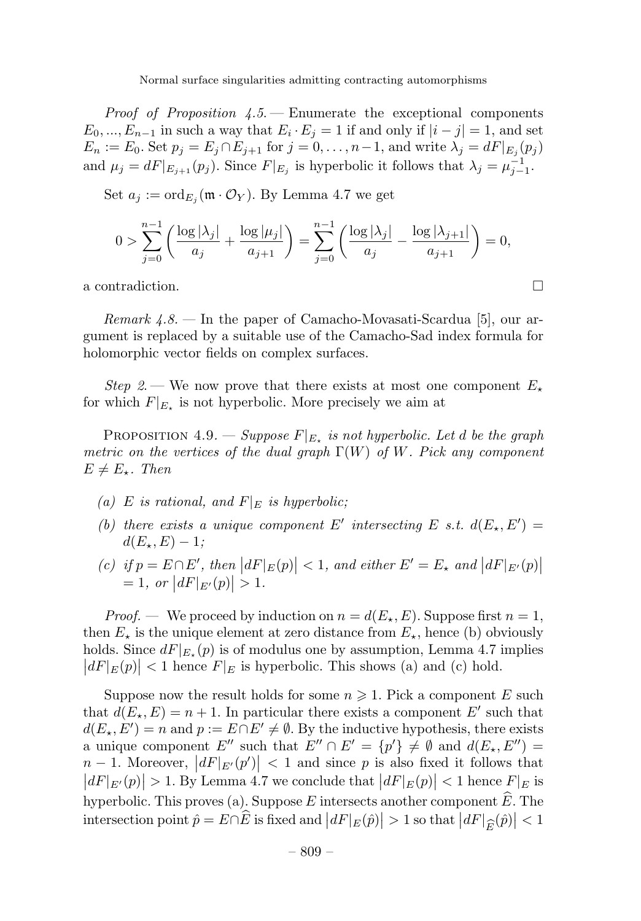*Proof of Proposition 4.5.* — Enumerate the exceptional components $E_0, ..., E_{n-1}$ in such a way that $E_i \cdot E_j = 1$ if and only if $|i-j| = 1$, and set $E_n := E_0$. Set $p_j = E_j \cap E_{j+1}$ for $j = 0, \ldots, n-1$, and write $\lambda_j = dF|_{E_j}(p_j)$ and $\mu_j = dF|_{E_{j+1}}(p_j)$. Since $F|_{E_j}$ is hyperbolic it follows that $\lambda_j = \mu_{j-1}^{-1}$.

Set $a_j := \operatorname{ord}_{E_j}(\mathfrak{m} \cdot \mathcal{O}_Y)$. By Lemma 4.7 we get

$$0 > \sum_{j=0}^{n-1} \left( \frac{\log |\lambda_j|}{a_j} + \frac{\log |\mu_j|}{a_{j+1}} \right) = \sum_{j=0}^{n-1} \left( \frac{\log |\lambda_j|}{a_j} - \frac{\log |\lambda_{j+1}|}{a_{j+1}} \right) = 0,$$

a contradiction. □

*Remark 4.8.* — In the paper of Camacho-Movasati-Scardua [5], our argument is replaced by a suitable use of the Camacho-Sad index formula for holomorphic vector fields on complex surfaces.

*Step 2.* — We now prove that there exists at most one component $E_\star$ for which $F|_{E_\star}$ is not hyperbolic. More precisely we aim at

PROPOSITION 4.9. — *Suppose $F|_{E_\star}$ is not hyperbolic. Let $d$ be the graph metric on the vertices of the dual graph $\Gamma(W)$ of $W$. Pick any component $E \neq E_\star$. Then*

- *(a) $E$ is rational, and $F|_E$ is hyperbolic;*
- *(b) there exists a unique component $E'$ intersecting $E$ s.t. $d(E_\star, E') = d(E_\star, E) - 1$;*
- *(c) if $p = E \cap E'$, then $\left|dF|_E(p)\right| < 1$, and either $E' = E_\star$ and $\left|dF|_{E'}(p)\right| = 1$, or $\left|dF|_{E'}(p)\right| > 1$.*

*Proof.* — We proceed by induction on $n = d(E_\star, E)$. Suppose first $n = 1$, then $E_\star$ is the unique element at zero distance from $E_\star$, hence (b) obviously holds. Since $dF|_{E_\star}(p)$ is of modulus one by assumption, Lemma 4.7 implies $\left|dF|_E(p)\right| < 1$ hence $F|_E$ is hyperbolic. This shows (a) and (c) hold.

Suppose now the result holds for some $n \geqslant 1$. Pick a component $E$ such that $d(E_\star, E) = n+1$. In particular there exists a component $E'$ such that $d(E_\star, E') = n$ and $p := E \cap E' \neq \emptyset$. By the inductive hypothesis, there exists a unique component $E''$ such that $E'' \cap E' = \{p'\} \neq \emptyset$ and $d(E_\star, E'') = n-1$. Moreover, $\left|dF|_{E'}(p')\right| < 1$ and since $p$ is also fixed it follows that $\left|dF|_{E'}(p)\right| > 1$. By Lemma 4.7 we conclude that $\left|dF|_E(p)\right| < 1$ hence $F|_E$ is hyperbolic. This proves (a). Suppose $E$ intersects another component $\widehat{E}$. The intersection point $\hat{p} = E \cap \widehat{E}$ is fixed and $\left|dF|_E(\hat{p})\right| > 1$ so that $\left|dF|_{\widehat{E}}(\hat{p})\right| < 1$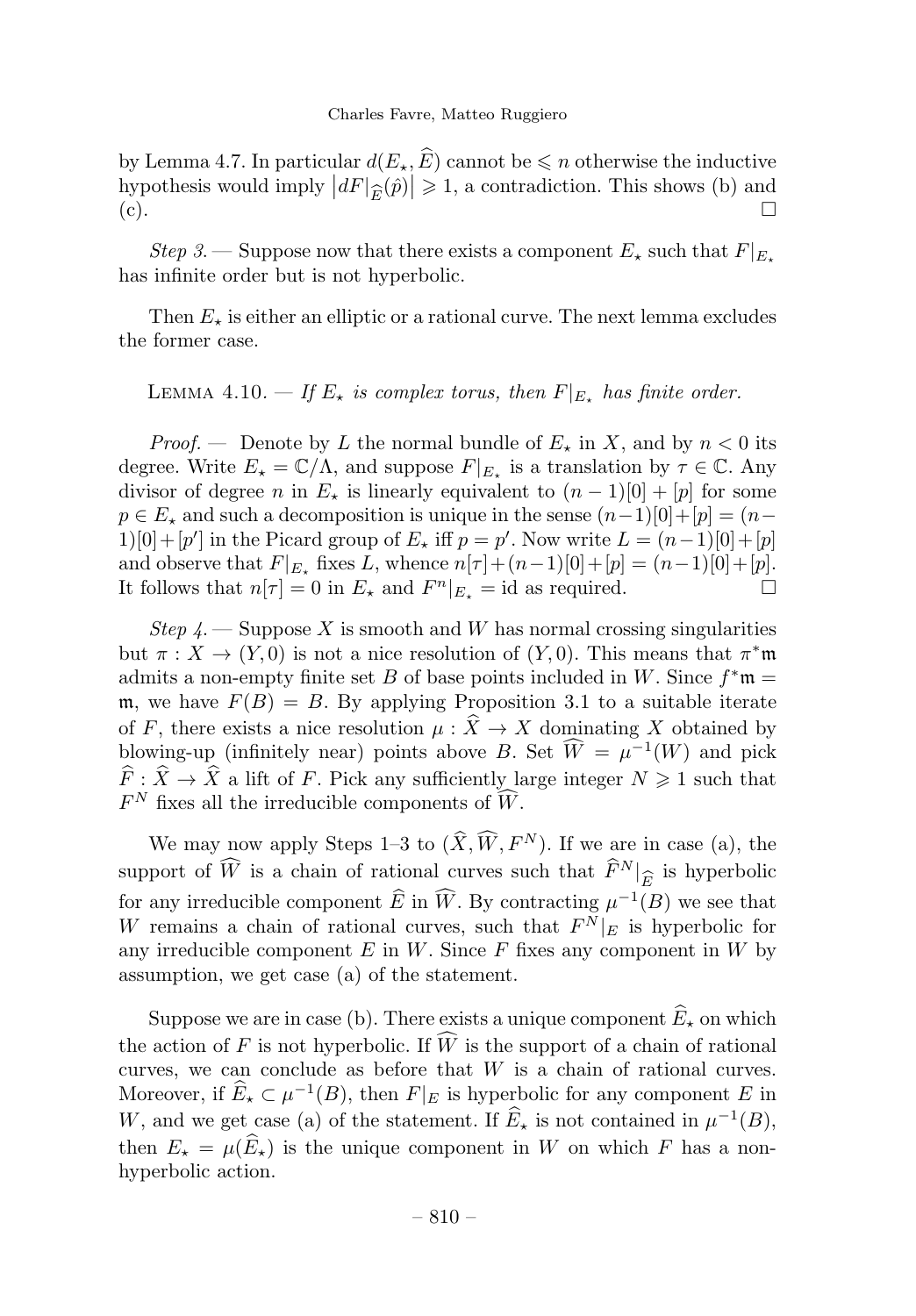by Lemma 4.7. In particular $d(E_\star, \widehat{E})$ cannot be $\leqslant n$ otherwise the inductive hypothesis would imply $\left|dF|_{\widehat{E}}(\hat{p})\right| \geqslant 1$, a contradiction. This shows (b) and (c). □

*Step 3.* — Suppose now that there exists a component $E_\star$ such that $F|_{E_\star}$ has infinite order but is not hyperbolic.

Then $E_\star$ is either an elliptic or a rational curve. The next lemma excludes the former case.

LEMMA 4.10. — *If $E_\star$ is complex torus, then $F|_{E_\star}$ has finite order.*

*Proof.* — Denote by $L$ the normal bundle of $E_\star$ in $X$, and by $n < 0$ its degree. Write $E_\star = \mathbb{C}/\Lambda$, and suppose $F|_{E_\star}$ is a translation by $\tau \in \mathbb{C}$. Any divisor of degree $n$ in $E_\star$ is linearly equivalent to $(n-1)[0] + [p]$ for some $p \in E_\star$ and such a decomposition is unique in the sense $(n-1)[0]+[p] = (n-1)[0]+[p']$ in the Picard group of $E_\star$ iff $p = p'$. Now write $L = (n-1)[0]+[p]$ and observe that $F|_{E_\star}$ fixes $L$, whence $n[\tau]+(n-1)[0]+[p] = (n-1)[0]+[p]$. It follows that $n[\tau] = 0$ in $E_\star$ and $F^n|_{E_\star} = \mathrm{id}$ as required. □

*Step 4.* — Suppose $X$ is smooth and $W$ has normal crossing singularities but $\pi : X \to (Y, 0)$ is not a nice resolution of $(Y, 0)$. This means that $\pi^*\mathfrak{m}$ admits a non-empty finite set $B$ of base points included in $W$. Since $f^*\mathfrak{m} = \mathfrak{m}$, we have $F(B) = B$. By applying Proposition 3.1 to a suitable iterate of $F$, there exists a nice resolution $\mu : \widehat{X} \to X$ dominating $X$ obtained by blowing-up (infinitely near) points above $B$. Set $\widehat{W} = \mu^{-1}(W)$ and pick $\widehat{F} : \widehat{X} \to \widehat{X}$ a lift of $F$. Pick any sufficiently large integer $N \geqslant 1$ such that $F^N$ fixes all the irreducible components of $\widehat{W}$.

We may now apply Steps 1–3 to $(\widehat{X}, \widehat{W}, F^N)$. If we are in case (a), the support of $\widehat{W}$ is a chain of rational curves such that $\widehat{F}^N|_{\widehat{E}}$ is hyperbolic for any irreducible component $\widehat{E}$ in $\widehat{W}$. By contracting $\mu^{-1}(B)$ we see that $W$ remains a chain of rational curves, such that $F^N|_E$ is hyperbolic for any irreducible component $E$ in $W$. Since $F$ fixes any component in $W$ by assumption, we get case (a) of the statement.

Suppose we are in case (b). There exists a unique component $\widehat{E}_\star$ on which the action of $F$ is not hyperbolic. If $\widehat{W}$ is the support of a chain of rational curves, we can conclude as before that $W$ is a chain of rational curves. Moreover, if $\widehat{E}_\star \subset \mu^{-1}(B)$, then $F|_E$ is hyperbolic for any component $E$ in $W$, and we get case (a) of the statement. If $\widehat{E}_\star$ is not contained in $\mu^{-1}(B)$, then $E_\star = \mu(\widehat{E}_\star)$ is the unique component in $W$ on which $F$ has a non-hyperbolic action.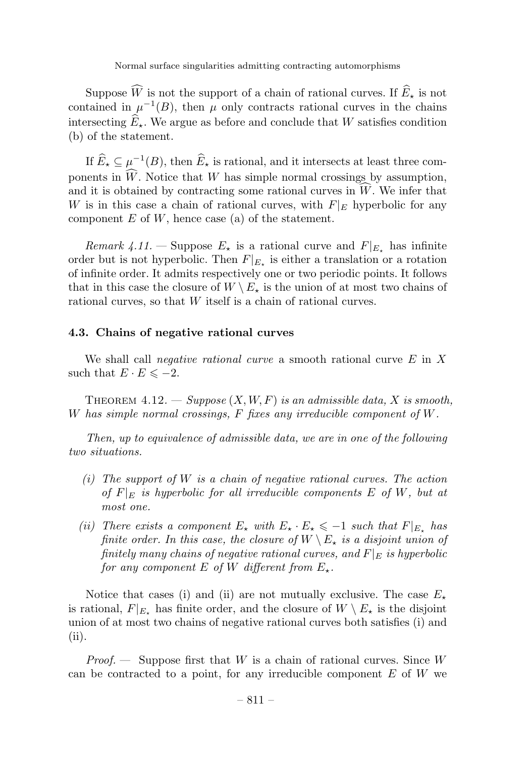Suppose $\widehat{W}$ is not the support of a chain of rational curves. If $\widehat{E}_\star$ is not contained in $\mu^{-1}(B)$, then $\mu$ only contracts rational curves in the chains intersecting $\widehat{E}_\star$. We argue as before and conclude that $W$ satisfies condition (b) of the statement.

If $\widehat{E}_\star \subseteq \mu^{-1}(B)$, then $\widehat{E}_\star$ is rational, and it intersects at least three components in $\widehat{W}$. Notice that $W$ has simple normal crossings by assumption, and it is obtained by contracting some rational curves in $\widehat{W}$. We infer that $W$ is in this case a chain of rational curves, with $F|_E$ hyperbolic for any component $E$ of $W$, hence case (a) of the statement.

*Remark 4.11.* — Suppose $E_\star$ is a rational curve and $F|_{E_\star}$ has infinite order but is not hyperbolic. Then $F|_{E_\star}$ is either a translation or a rotation of infinite order. It admits respectively one or two periodic points. It follows that in this case the closure of $W \setminus E_\star$ is the union of at most two chains of rational curves, so that $W$ itself is a chain of rational curves.

### 4.3. Chains of negative rational curves

We shall call *negative rational curve* a smooth rational curve $E$ in $X$ such that $E \cdot E \leqslant -2$.

Theorem 4.12. — *Suppose $(X, W, F)$ is an admissible data, $X$ is smooth, $W$ has simple normal crossings, $F$ fixes any irreducible component of $W$.*

*Then, up to equivalence of admissible data, we are in one of the following two situations.*

- *(i) The support of $W$ is a chain of negative rational curves. The action of $F|_E$ is hyperbolic for all irreducible components $E$ of $W$, but at most one.*
- *(ii) There exists a component $E_\star$ with $E_\star \cdot E_\star \leqslant -1$ such that $F|_{E_\star}$ has finite order. In this case, the closure of $W \setminus E_\star$ is a disjoint union of finitely many chains of negative rational curves, and $F|_E$ is hyperbolic for any component $E$ of $W$ different from $E_\star$.*

Notice that cases (i) and (ii) are not mutually exclusive. The case $E_\star$ is rational, $F|_{E_\star}$ has finite order, and the closure of $W \setminus E_\star$ is the disjoint union of at most two chains of negative rational curves both satisfies (i) and (ii).

*Proof.* — Suppose first that $W$ is a chain of rational curves. Since $W$ can be contracted to a point, for any irreducible component $E$ of $W$ we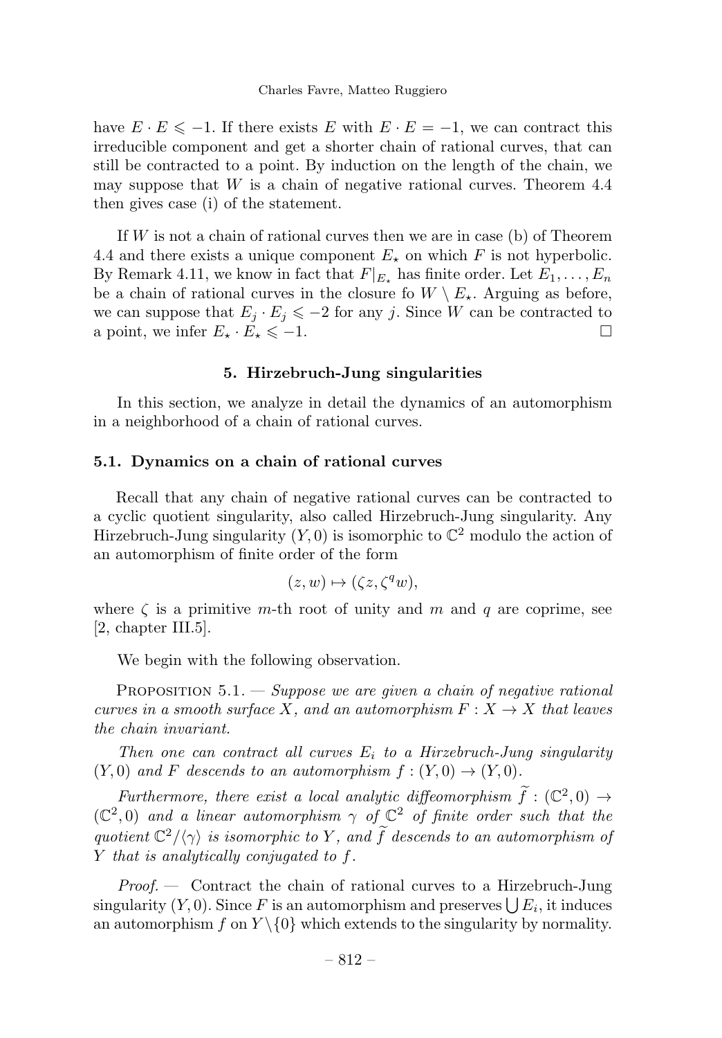have $E \cdot E \leqslant -1$. If there exists $E$ with $E \cdot E = -1$, we can contract this irreducible component and get a shorter chain of rational curves, that can still be contracted to a point. By induction on the length of the chain, we may suppose that $W$ is a chain of negative rational curves. Theorem 4.4 then gives case (i) of the statement.

If $W$ is not a chain of rational curves then we are in case (b) of Theorem 4.4 and there exists a unique component $E_\star$ on which $F$ is not hyperbolic. By Remark 4.11, we know in fact that $F|_{E_\star}$ has finite order. Let $E_1, \ldots, E_n$ be a chain of rational curves in the closure fo $W \setminus E_\star$. Arguing as before, we can suppose that $E_j \cdot E_j \leqslant -2$ for any $j$. Since $W$ can be contracted to a point, we infer $E_\star \cdot E_\star \leqslant -1$. □

## 5. Hirzebruch-Jung singularities

In this section, we analyze in detail the dynamics of an automorphism in a neighborhood of a chain of rational curves.

### 5.1. Dynamics on a chain of rational curves

Recall that any chain of negative rational curves can be contracted to a cyclic quotient singularity, also called Hirzebruch-Jung singularity. Any Hirzebruch-Jung singularity $(Y, 0)$ is isomorphic to $\mathbb{C}^2$ modulo the action of an automorphism of finite order of the form

$$(z, w) \mapsto (\zeta z, \zeta^q w),$$

where $\zeta$ is a primitive $m$-th root of unity and $m$ and $q$ are coprime, see [2, chapter III.5].

We begin with the following observation.

Proposition 5.1. — *Suppose we are given a chain of negative rational curves in a smooth surface $X$, and an automorphism $F : X \to X$ that leaves the chain invariant.*

*Then one can contract all curves $E_i$ to a Hirzebruch-Jung singularity $(Y, 0)$ and $F$ descends to an automorphism $f : (Y, 0) \to (Y, 0)$.*

*Furthermore, there exist a local analytic diffeomorphism $\widetilde{f} : (\mathbb{C}^2, 0) \to (\mathbb{C}^2, 0)$ and a linear automorphism $\gamma$ of $\mathbb{C}^2$ of finite order such that the quotient $\mathbb{C}^2/\langle\gamma\rangle$ is isomorphic to $Y$, and $\widetilde{f}$ descends to an automorphism of $Y$ that is analytically conjugated to $f$.*

*Proof.* — Contract the chain of rational curves to a Hirzebruch-Jung singularity $(Y, 0)$. Since $F$ is an automorphism and preserves $\bigcup E_i$, it induces an automorphism $f$ on $Y \setminus \{0\}$ which extends to the singularity by normality.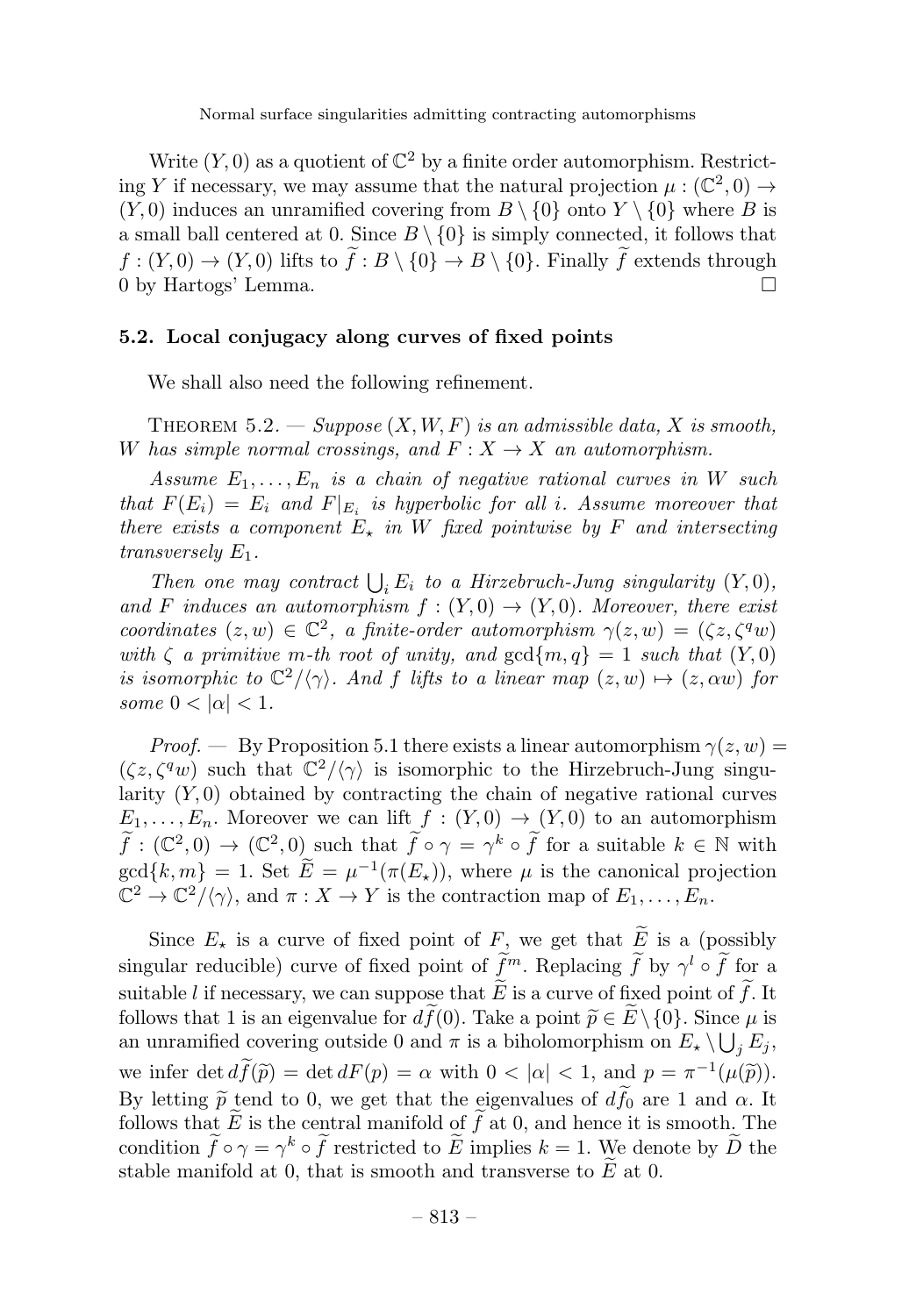Write $(Y,0)$ as a quotient of $\mathbb{C}^2$ by a finite order automorphism. Restricting $Y$ if necessary, we may assume that the natural projection $\mu : (\mathbb{C}^2, 0) \to (Y,0)$ induces an unramified covering from $B \setminus \{0\}$ onto $Y \setminus \{0\}$ where $B$ is a small ball centered at 0. Since $B \setminus \{0\}$ is simply connected, it follows that $f : (Y,0) \to (Y,0)$ lifts to $\widetilde{f} : B \setminus \{0\} \to B \setminus \{0\}$. Finally $\widetilde{f}$ extends through 0 by Hartogs' Lemma. □

### 5.2. Local conjugacy along curves of fixed points

We shall also need the following refinement.

Theorem 5.2. — *Suppose $(X, W, F)$ is an admissible data, $X$ is smooth, $W$ has simple normal crossings, and $F : X \to X$ an automorphism.*

*Assume $E_1, \ldots, E_n$ is a chain of negative rational curves in $W$ such that $F(E_i) = E_i$ and $F|_{E_i}$ is hyperbolic for all $i$. Assume moreover that there exists a component $E_\star$ in $W$ fixed pointwise by $F$ and intersecting transversely $E_1$.*

*Then one may contract $\bigcup_i E_i$ to a Hirzebruch-Jung singularity $(Y,0)$, and $F$ induces an automorphism $f : (Y,0) \to (Y,0)$. Moreover, there exist coordinates $(z,w) \in \mathbb{C}^2$, a finite-order automorphism $\gamma(z,w) = (\zeta z, \zeta^q w)$ with $\zeta$ a primitive $m$-th root of unity, and $\gcd\{m,q\} = 1$ such that $(Y,0)$ is isomorphic to $\mathbb{C}^2/\langle\gamma\rangle$. And $f$ lifts to a linear map $(z,w) \mapsto (z, \alpha w)$ for some $0 < |\alpha| < 1$.*

*Proof.* — By Proposition 5.1 there exists a linear automorphism $\gamma(z,w) = (\zeta z, \zeta^q w)$ such that $\mathbb{C}^2/\langle\gamma\rangle$ is isomorphic to the Hirzebruch-Jung singularity $(Y,0)$ obtained by contracting the chain of negative rational curves $E_1, \ldots, E_n$. Moreover we can lift $f : (Y,0) \to (Y,0)$ to an automorphism $\widetilde{f} : (\mathbb{C}^2, 0) \to (\mathbb{C}^2, 0)$ such that $\widetilde{f} \circ \gamma = \gamma^k \circ \widetilde{f}$ for a suitable $k \in \mathbb{N}$ with $\gcd\{k,m\} = 1$. Set $\widetilde{E} = \mu^{-1}(\pi(E_\star))$, where $\mu$ is the canonical projection $\mathbb{C}^2 \to \mathbb{C}^2/\langle\gamma\rangle$, and $\pi : X \to Y$ is the contraction map of $E_1, \ldots, E_n$.

Since $E_\star$ is a curve of fixed point of $F$, we get that $\widetilde{E}$ is a (possibly singular reducible) curve of fixed point of $\widetilde{f}^m$. Replacing $\widetilde{f}$ by $\gamma^l \circ \widetilde{f}$ for a suitable $l$ if necessary, we can suppose that $\widetilde{E}$ is a curve of fixed point of $\widetilde{f}$. It follows that 1 is an eigenvalue for $d\widetilde{f}(0)$. Take a point $\widetilde{p} \in \widetilde{E} \setminus \{0\}$. Since $\mu$ is an unramified covering outside 0 and $\pi$ is a biholomorphism on $E_\star \setminus \bigcup_j E_j$, we infer $\det d\widetilde{f}(\widetilde{p}) = \det dF(p) = \alpha$ with $0 < |\alpha| < 1$, and $p = \pi^{-1}(\mu(\widetilde{p}))$. By letting $\widetilde{p}$ tend to 0, we get that the eigenvalues of $d\widetilde{f}_0$ are 1 and $\alpha$. It follows that $\widetilde{E}$ is the central manifold of $\widetilde{f}$ at 0, and hence it is smooth. The condition $\widetilde{f} \circ \gamma = \gamma^k \circ \widetilde{f}$ restricted to $\widetilde{E}$ implies $k = 1$. We denote by $\widetilde{D}$ the stable manifold at 0, that is smooth and transverse to $\widetilde{E}$ at 0.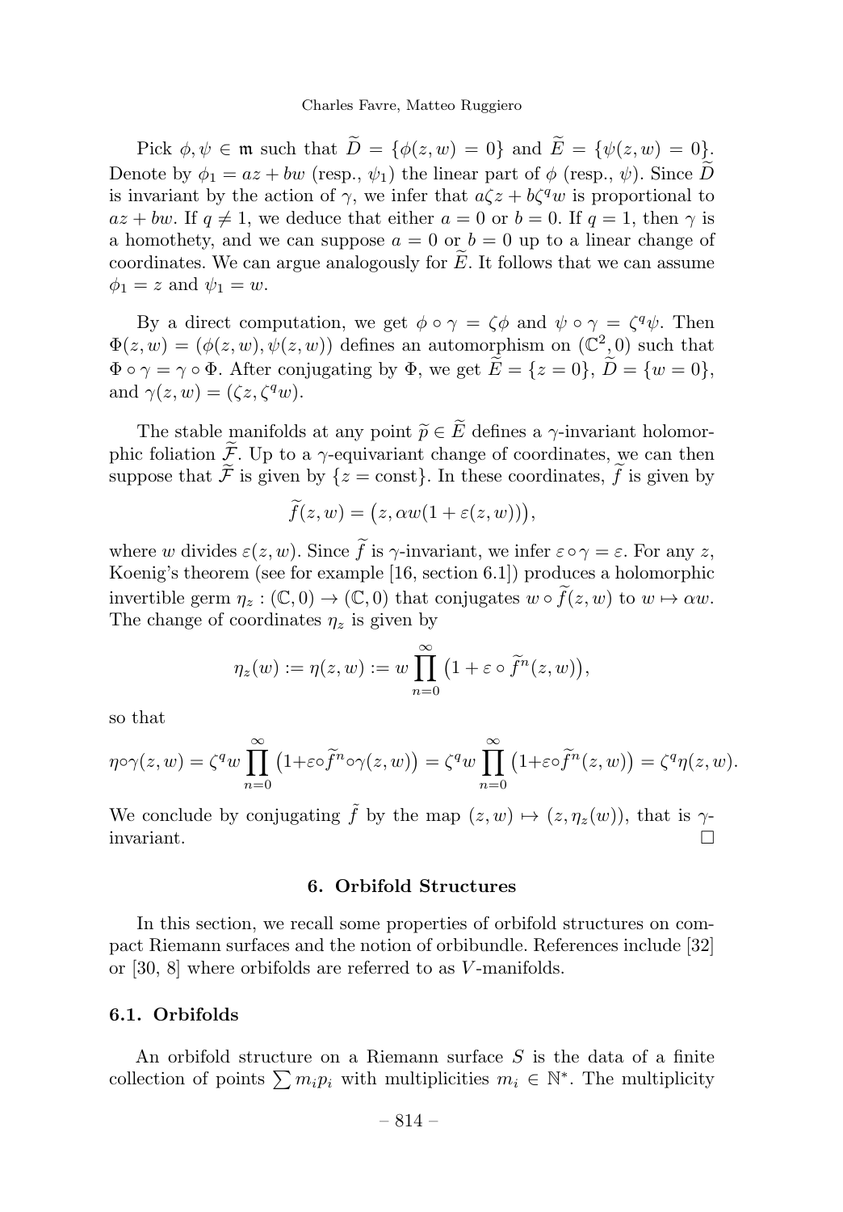Pick $\phi, \psi \in \mathfrak{m}$ such that $\widetilde{D} = \{\phi(z,w) = 0\}$ and $\widetilde{E} = \{\psi(z,w) = 0\}$. Denote by $\phi_1 = az + bw$ (resp., $\psi_1$) the linear part of $\phi$ (resp., $\psi$). Since $\widetilde{D}$ is invariant by the action of $\gamma$, we infer that $a\zeta z + b\zeta^q w$ is proportional to $az + bw$. If $q \neq 1$, we deduce that either $a = 0$ or $b = 0$. If $q = 1$, then $\gamma$ is a homothety, and we can suppose $a = 0$ or $b = 0$ up to a linear change of coordinates. We can argue analogously for $\widetilde{E}$. It follows that we can assume $\phi_1 = z$ and $\psi_1 = w$.

By a direct computation, we get $\phi \circ \gamma = \zeta \phi$ and $\psi \circ \gamma = \zeta^q \psi$. Then $\Phi(z,w) = (\phi(z,w), \psi(z,w))$ defines an automorphism on $(\mathbb{C}^2, 0)$ such that $\Phi \circ \gamma = \gamma \circ \Phi$. After conjugating by $\Phi$, we get $\widetilde{E} = \{z = 0\}$, $\widetilde{D} = \{w = 0\}$, and $\gamma(z,w) = (\zeta z, \zeta^q w)$.

The stable manifolds at any point $\widetilde{p} \in \widetilde{E}$ defines a $\gamma$-invariant holomorphic foliation $\widetilde{\mathcal{F}}$. Up to a $\gamma$-equivariant change of coordinates, we can then suppose that $\widetilde{\mathcal{F}}$ is given by $\{z = \text{const}\}$. In these coordinates, $\widetilde{f}$ is given by

$$\widetilde{f}(z,w) = \big(z, \alpha w (1 + \varepsilon(z,w))\big),$$

where $w$ divides $\varepsilon(z,w)$. Since $\widetilde{f}$ is $\gamma$-invariant, we infer $\varepsilon \circ \gamma = \varepsilon$. For any $z$, Koenig's theorem (see for example [16, section 6.1]) produces a holomorphic invertible germ $\eta_z : (\mathbb{C}, 0) \to (\mathbb{C}, 0)$ that conjugates $w \circ \widetilde{f}(z,w)$ to $w \mapsto \alpha w$. The change of coordinates $\eta_z$ is given by

$$\eta_z(w) := \eta(z,w) := w \prod_{n=0}^{\infty} \big(1 + \varepsilon \circ \widetilde{f}^n(z,w)\big),$$

so that

$$\eta \circ \gamma(z,w) = \zeta^q w \prod_{n=0}^{\infty} \big(1 + \varepsilon \circ \widetilde{f}^n \circ \gamma(z,w)\big) = \zeta^q w \prod_{n=0}^{\infty} \big(1 + \varepsilon \circ \widetilde{f}^n(z,w)\big) = \zeta^q \eta(z,w).$$

We conclude by conjugating $\tilde{f}$ by the map $(z,w) \mapsto (z, \eta_z(w))$, that is $\gamma$-invariant. □

## 6. Orbifold Structures

In this section, we recall some properties of orbifold structures on compact Riemann surfaces and the notion of orbibundle. References include [32] or [30, 8] where orbifolds are referred to as $V$-manifolds.

### 6.1. Orbifolds

An orbifold structure on a Riemann surface $S$ is the data of a finite collection of points $\sum m_i p_i$ with multiplicities $m_i \in \mathbb{N}^*$. The multiplicity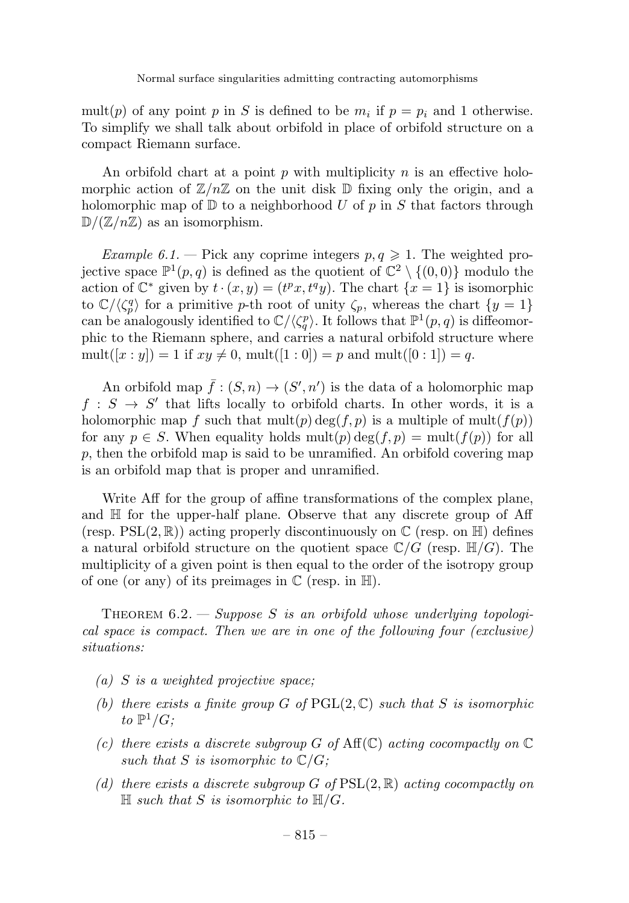mult($p$) of any point $p$ in $S$ is defined to be $m_i$ if $p = p_i$ and 1 otherwise. To simplify we shall talk about orbifold in place of orbifold structure on a compact Riemann surface.

An orbifold chart at a point $p$ with multiplicity $n$ is an effective holomorphic action of $\mathbb{Z}/n\mathbb{Z}$ on the unit disk $\mathbb{D}$ fixing only the origin, and a holomorphic map of $\mathbb{D}$ to a neighborhood $U$ of $p$ in $S$ that factors through $\mathbb{D}/(\mathbb{Z}/n\mathbb{Z})$ as an isomorphism.

*Example 6.1.* — Pick any coprime integers $p, q \geqslant 1$. The weighted projective space $\mathbb{P}^1(p,q)$ is defined as the quotient of $\mathbb{C}^2 \setminus \{(0,0)\}$ modulo the action of $\mathbb{C}^*$ given by $t \cdot (x,y) = (t^p x, t^q y)$. The chart $\{x = 1\}$ is isomorphic to $\mathbb{C}/\langle \zeta_p^q \rangle$ for a primitive $p$-th root of unity $\zeta_p$, whereas the chart $\{y = 1\}$ can be analogously identified to $\mathbb{C}/\langle \zeta_q^p \rangle$. It follows that $\mathbb{P}^1(p,q)$ is diffeomorphic to the Riemann sphere, and carries a natural orbifold structure where $\mathrm{mult}([x:y]) = 1$ if $xy \neq 0$, $\mathrm{mult}([1:0]) = p$ and $\mathrm{mult}([0:1]) = q$.

An orbifold map $\bar{f} : (S,n) \to (S',n')$ is the data of a holomorphic map $f : S \to S'$ that lifts locally to orbifold charts. In other words, it is a holomorphic map $f$ such that $\mathrm{mult}(p)\deg(f,p)$ is a multiple of $\mathrm{mult}(f(p))$ for any $p \in S$. When equality holds $\mathrm{mult}(p)\deg(f,p) = \mathrm{mult}(f(p))$ for all $p$, then the orbifold map is said to be unramified. An orbifold covering map is an orbifold map that is proper and unramified.

Write Aff for the group of affine transformations of the complex plane, and $\mathbb{H}$ for the upper-half plane. Observe that any discrete group of Aff (resp. $\mathrm{PSL}(2,\mathbb{R})$) acting properly discontinuously on $\mathbb{C}$ (resp. on $\mathbb{H}$) defines a natural orbifold structure on the quotient space $\mathbb{C}/G$ (resp. $\mathbb{H}/G$). The multiplicity of a given point is then equal to the order of the isotropy group of one (or any) of its preimages in $\mathbb{C}$ (resp. in $\mathbb{H}$).

Theorem 6.2. — *Suppose $S$ is an orbifold whose underlying topological space is compact. Then we are in one of the following four (exclusive) situations:*

- *(a) $S$ is a weighted projective space;*
- *(b) there exists a finite group $G$ of $\mathrm{PGL}(2,\mathbb{C})$ such that $S$ is isomorphic to $\mathbb{P}^1/G$;*
- *(c) there exists a discrete subgroup $G$ of $\mathrm{Aff}(\mathbb{C})$ acting cocompactly on $\mathbb{C}$ such that $S$ is isomorphic to $\mathbb{C}/G$;*
- *(d) there exists a discrete subgroup $G$ of $\mathrm{PSL}(2,\mathbb{R})$ acting cocompactly on $\mathbb{H}$ such that $S$ is isomorphic to $\mathbb{H}/G$.*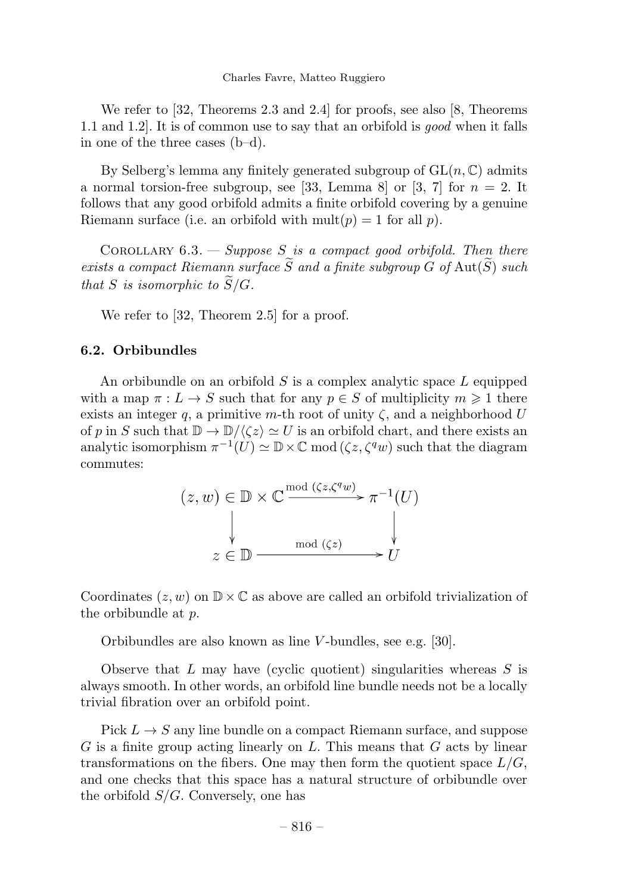We refer to [32, Theorems 2.3 and 2.4] for proofs, see also [8, Theorems 1.1 and 1.2]. It is of common use to say that an orbifold is *good* when it falls in one of the three cases (b–d).

By Selberg's lemma any finitely generated subgroup of $\mathrm{GL}(n, \mathbb{C})$ admits a normal torsion-free subgroup, see [33, Lemma 8] or [3, 7] for $n = 2$. It follows that any good orbifold admits a finite orbifold covering by a genuine Riemann surface (i.e. an orbifold with $\mathrm{mult}(p) = 1$ for all $p$).

Corollary 6.3. — *Suppose $S$ is a compact good orbifold. Then there exists a compact Riemann surface $\widetilde{S}$ and a finite subgroup $G$ of $\mathrm{Aut}(\widetilde{S})$ such that $S$ is isomorphic to $\widetilde{S}/G$.*

We refer to [32, Theorem 2.5] for a proof.

### 6.2. Orbibundles

An orbibundle on an orbifold $S$ is a complex analytic space $L$ equipped with a map $\pi : L \to S$ such that for any $p \in S$ of multiplicity $m \geqslant 1$ there exists an integer $q$, a primitive $m$-th root of unity $\zeta$, and a neighborhood $U$ of $p$ in $S$ such that $\mathbb{D} \to \mathbb{D}/\langle \zeta z \rangle \simeq U$ is an orbifold chart, and there exists an analytic isomorphism $\pi^{-1}(U) \simeq \mathbb{D} \times \mathbb{C} \bmod (\zeta z, \zeta^q w)$ such that the diagram commutes:

$$
\begin{array}{ccc}
(z,w) \in \mathbb{D} \times \mathbb{C} & \xrightarrow{\bmod (\zeta z, \zeta^q w)} & \pi^{-1}(U) \\
\downarrow & & \downarrow \\
z \in \mathbb{D} & \xrightarrow{\bmod (\zeta z)} & U
\end{array}
$$

Coordinates $(z, w)$ on $\mathbb{D} \times \mathbb{C}$ as above are called an orbifold trivialization of the orbibundle at $p$.

Orbibundles are also known as line $V$-bundles, see e.g. [30].

Observe that $L$ may have (cyclic quotient) singularities whereas $S$ is always smooth. In other words, an orbifold line bundle needs not be a locally trivial fibration over an orbifold point.

Pick $L \to S$ any line bundle on a compact Riemann surface, and suppose $G$ is a finite group acting linearly on $L$. This means that $G$ acts by linear transformations on the fibers. One may then form the quotient space $L/G$, and one checks that this space has a natural structure of orbibundle over the orbifold $S/G$. Conversely, one has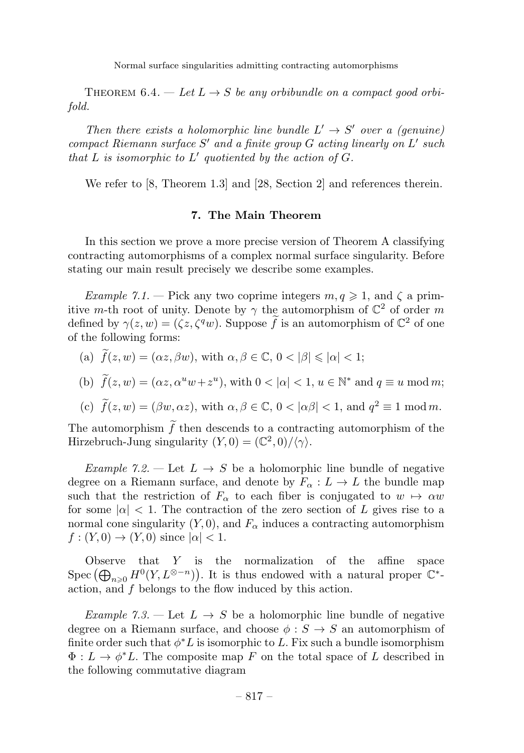Theorem 6.4. — *Let $L \to S$ be any orbibundle on a compact good orbifold.*

*Then there exists a holomorphic line bundle $L' \to S'$ over a (genuine) compact Riemann surface $S'$ and a finite group $G$ acting linearly on $L'$ such that $L$ is isomorphic to $L'$ quotiented by the action of $G$.*

We refer to [8, Theorem 1.3] and [28, Section 2] and references therein.

## 7. The Main Theorem

In this section we prove a more precise version of Theorem A classifying contracting automorphisms of a complex normal surface singularity. Before stating our main result precisely we describe some examples.

*Example 7.1.* — Pick any two coprime integers $m, q \geqslant 1$, and $\zeta$ a primitive $m$-th root of unity. Denote by $\gamma$ the automorphism of $\mathbb{C}^2$ of order $m$ defined by $\gamma(z,w) = (\zeta z, \zeta^q w)$. Suppose $\widetilde{f}$ is an automorphism of $\mathbb{C}^2$ of one of the following forms:

(a) $\widetilde{f}(z,w) = (\alpha z, \beta w)$, with $\alpha, \beta \in \mathbb{C}$, $0 < |\beta| \leqslant |\alpha| < 1$;

(b) $\widetilde{f}(z,w) = (\alpha z, \alpha^u w + z^u)$, with $0 < |\alpha| < 1$, $u \in \mathbb{N}^*$ and $q \equiv u \bmod m$;

(c) $\widetilde{f}(z,w) = (\beta w, \alpha z)$, with $\alpha, \beta \in \mathbb{C}$, $0 < |\alpha\beta| < 1$, and $q^2 \equiv 1 \bmod m$.

The automorphism $\widetilde{f}$ then descends to a contracting automorphism of the Hirzebruch-Jung singularity $(Y,0) = (\mathbb{C}^2, 0)/\langle \gamma \rangle$.

*Example 7.2.* — Let $L \to S$ be a holomorphic line bundle of negative degree on a Riemann surface, and denote by $F_\alpha : L \to L$ the bundle map such that the restriction of $F_\alpha$ to each fiber is conjugated to $w \mapsto \alpha w$ for some $|\alpha| < 1$. The contraction of the zero section of $L$ gives rise to a normal cone singularity $(Y,0)$, and $F_\alpha$ induces a contracting automorphism $f : (Y,0) \to (Y,0)$ since $|\alpha| < 1$.

Observe that $Y$ is the normalization of the affine space $\operatorname{Spec}\left(\bigoplus_{n \geqslant 0} H^0(Y, L^{\otimes -n})\right)$. It is thus endowed with a natural proper $\mathbb{C}^*$-action, and $f$ belongs to the flow induced by this action.

*Example 7.3.* — Let $L \to S$ be a holomorphic line bundle of negative degree on a Riemann surface, and choose $\phi : S \to S$ an automorphism of finite order such that $\phi^* L$ is isomorphic to $L$. Fix such a bundle isomorphism $\Phi : L \to \phi^* L$. The composite map $F$ on the total space of $L$ described in the following commutative diagram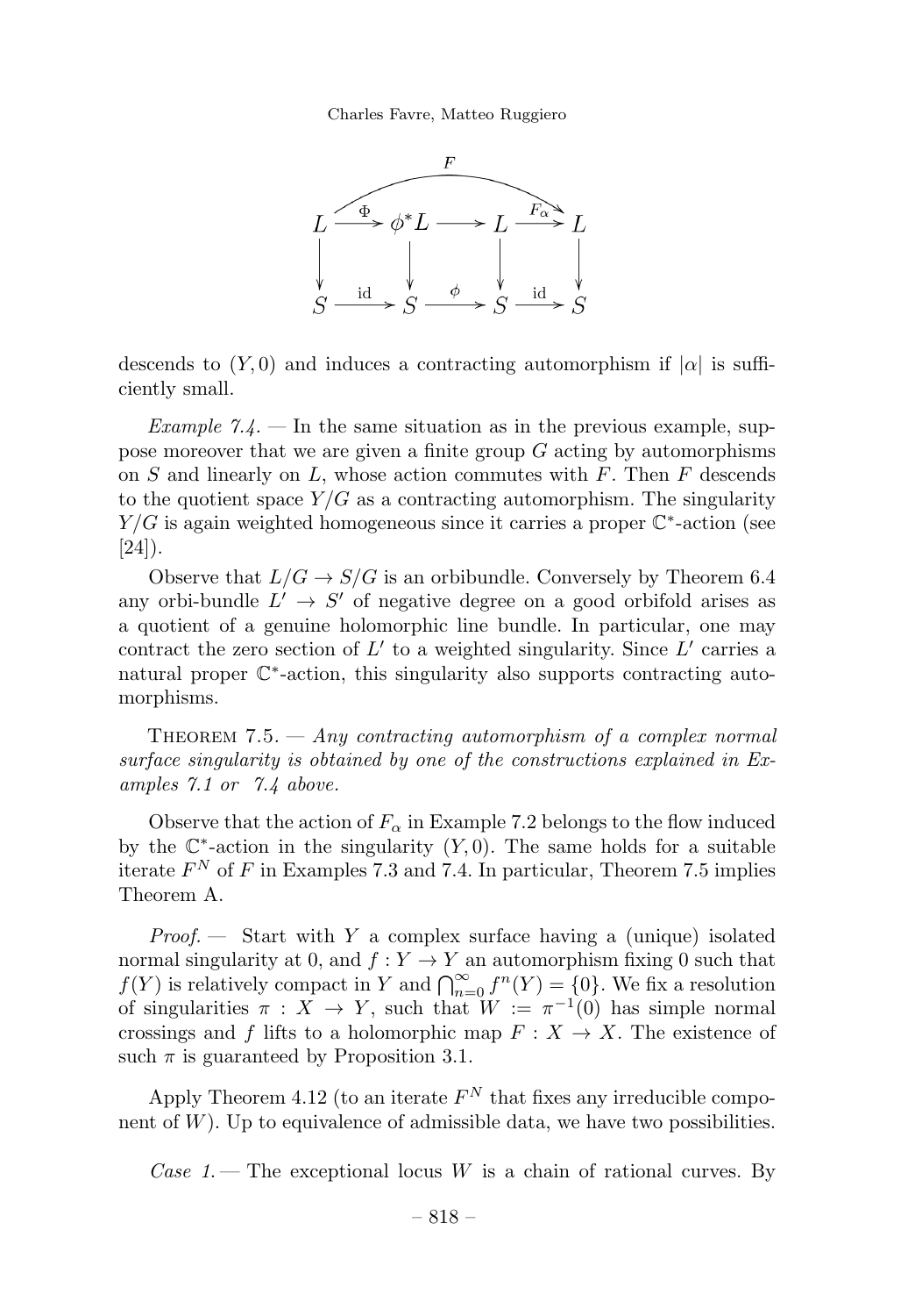$$
\begin{array}{ccccccc}
 & & & F & & & \\
L & \xrightarrow{\Phi} & \phi^*L & \longrightarrow & L & \xrightarrow{F_\alpha} & L \\
\downarrow & & \downarrow & & \downarrow & & \downarrow \\
S & \xrightarrow{\mathrm{id}} & S & \xrightarrow{\phi} & S & \xrightarrow{\mathrm{id}} & S
\end{array}
$$

descends to $(Y, 0)$ and induces a contracting automorphism if $|\alpha|$ is sufficiently small.

*Example 7.4.* — In the same situation as in the previous example, suppose moreover that we are given a finite group $G$ acting by automorphisms on $S$ and linearly on $L$, whose action commutes with $F$. Then $F$ descends to the quotient space $Y/G$ as a contracting automorphism. The singularity $Y/G$ is again weighted homogeneous since it carries a proper $\mathbb{C}^*$-action (see [24]).

Observe that $L/G \to S/G$ is an orbibundle. Conversely by Theorem 6.4 any orbi-bundle $L' \to S'$ of negative degree on a good orbifold arises as a quotient of a genuine holomorphic line bundle. In particular, one may contract the zero section of $L'$ to a weighted singularity. Since $L'$ carries a natural proper $\mathbb{C}^*$-action, this singularity also supports contracting automorphisms.

Theorem 7.5. — *Any contracting automorphism of a complex normal surface singularity is obtained by one of the constructions explained in Examples 7.1 or 7.4 above.*

Observe that the action of $F_\alpha$ in Example 7.2 belongs to the flow induced by the $\mathbb{C}^*$-action in the singularity $(Y, 0)$. The same holds for a suitable iterate $F^N$ of $F$ in Examples 7.3 and 7.4. In particular, Theorem 7.5 implies Theorem A.

*Proof.* — Start with $Y$ a complex surface having a (unique) isolated normal singularity at 0, and $f : Y \to Y$ an automorphism fixing 0 such that $f(Y)$ is relatively compact in $Y$ and $\bigcap_{n=0}^\infty f^n(Y) = \{0\}$. We fix a resolution of singularities $\pi : X \to Y$, such that $W := \pi^{-1}(0)$ has simple normal crossings and $f$ lifts to a holomorphic map $F : X \to X$. The existence of such $\pi$ is guaranteed by Proposition 3.1.

Apply Theorem 4.12 (to an iterate $F^N$ that fixes any irreducible component of $W$). Up to equivalence of admissible data, we have two possibilities.

*Case 1.* — The exceptional locus $W$ is a chain of rational curves. By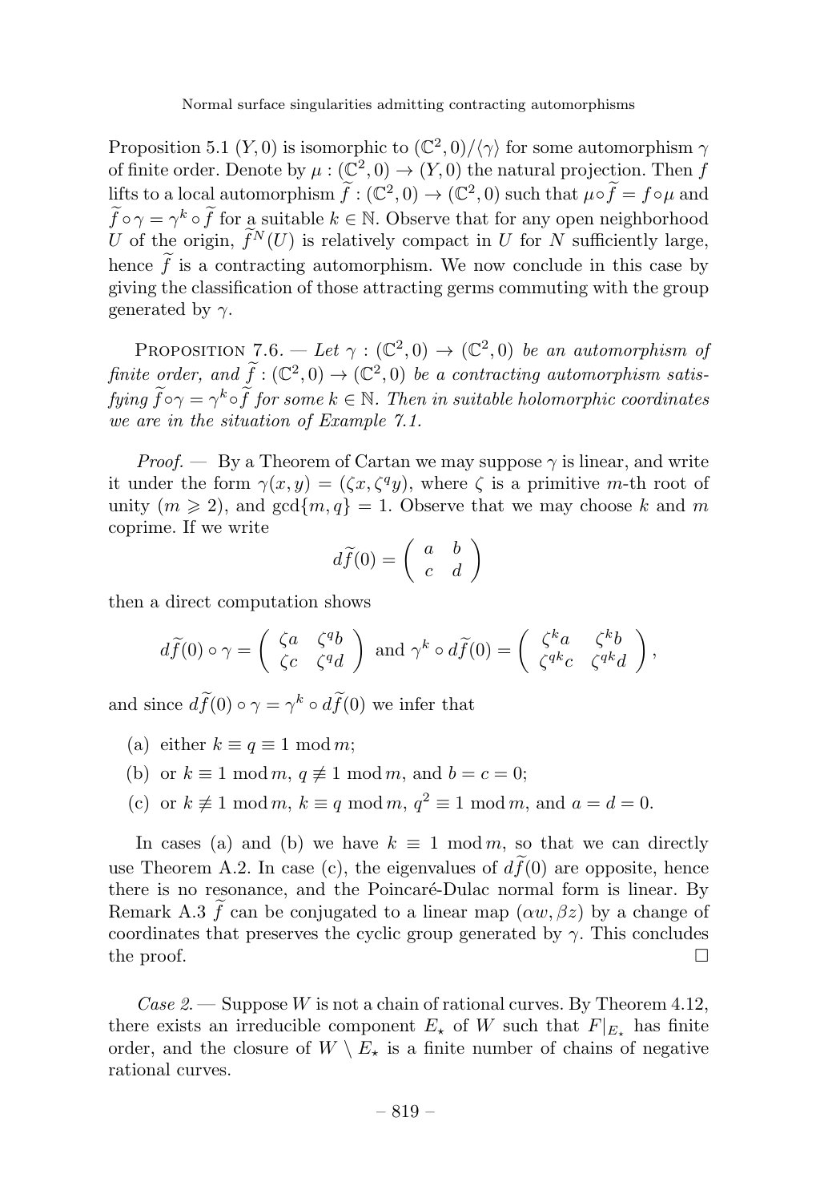Proposition 5.1 $(Y, 0)$ is isomorphic to $(\mathbb{C}^2, 0)/\langle\gamma\rangle$ for some automorphism $\gamma$ of finite order. Denote by $\mu : (\mathbb{C}^2, 0) \to (Y, 0)$ the natural projection. Then $f$ lifts to a local automorphism $\widetilde{f} : (\mathbb{C}^2, 0) \to (\mathbb{C}^2, 0)$ such that $\mu \circ \widetilde{f} = f \circ \mu$ and $\widetilde{f} \circ \gamma = \gamma^k \circ \widetilde{f}$ for a suitable $k \in \mathbb{N}$. Observe that for any open neighborhood $U$ of the origin, $\widetilde{f}^N(U)$ is relatively compact in $U$ for $N$ sufficiently large, hence $\widetilde{f}$ is a contracting automorphism. We now conclude in this case by giving the classification of those attracting germs commuting with the group generated by $\gamma$.

Proposition 7.6. — *Let $\gamma : (\mathbb{C}^2, 0) \to (\mathbb{C}^2, 0)$ be an automorphism of finite order, and $\widetilde{f} : (\mathbb{C}^2, 0) \to (\mathbb{C}^2, 0)$ be a contracting automorphism satisfying $\widetilde{f} \circ \gamma = \gamma^k \circ \widetilde{f}$ for some $k \in \mathbb{N}$. Then in suitable holomorphic coordinates we are in the situation of Example 7.1.*

*Proof.* — By a Theorem of Cartan we may suppose $\gamma$ is linear, and write it under the form $\gamma(x, y) = (\zeta x, \zeta^q y)$, where $\zeta$ is a primitive $m$-th root of unity ($m \geqslant 2$), and $\gcd\{m, q\} = 1$. Observe that we may choose $k$ and $m$ coprime. If we write

$$d\widetilde{f}(0) = \begin{pmatrix} a & b \\ c & d \end{pmatrix}$$

then a direct computation shows

$$d\widetilde{f}(0) \circ \gamma = \begin{pmatrix} \zeta a & \zeta^q b \\ \zeta c & \zeta^q d \end{pmatrix} \text{ and } \gamma^k \circ d\widetilde{f}(0) = \begin{pmatrix} \zeta^k a & \zeta^k b \\ \zeta^{qk} c & \zeta^{qk} d \end{pmatrix},$$

and since $d\widetilde{f}(0) \circ \gamma = \gamma^k \circ d\widetilde{f}(0)$ we infer that

(a) either $k \equiv q \equiv 1 \bmod m$;

(b) or $k \equiv 1 \bmod m$, $q \not\equiv 1 \bmod m$, and $b = c = 0$;

(c) or $k \not\equiv 1 \bmod m$, $k \equiv q \bmod m$, $q^2 \equiv 1 \bmod m$, and $a = d = 0$.

In cases (a) and (b) we have $k \equiv 1 \bmod m$, so that we can directly use Theorem A.2. In case (c), the eigenvalues of $d\widetilde{f}(0)$ are opposite, hence there is no resonance, and the Poincaré-Dulac normal form is linear. By Remark A.3 $\widetilde{f}$ can be conjugated to a linear map $(\alpha w, \beta z)$ by a change of coordinates that preserves the cyclic group generated by $\gamma$. This concludes the proof. □

*Case 2.* — Suppose $W$ is not a chain of rational curves. By Theorem 4.12, there exists an irreducible component $E_\star$ of $W$ such that $F|_{E_\star}$ has finite order, and the closure of $W \setminus E_\star$ is a finite number of chains of negative rational curves.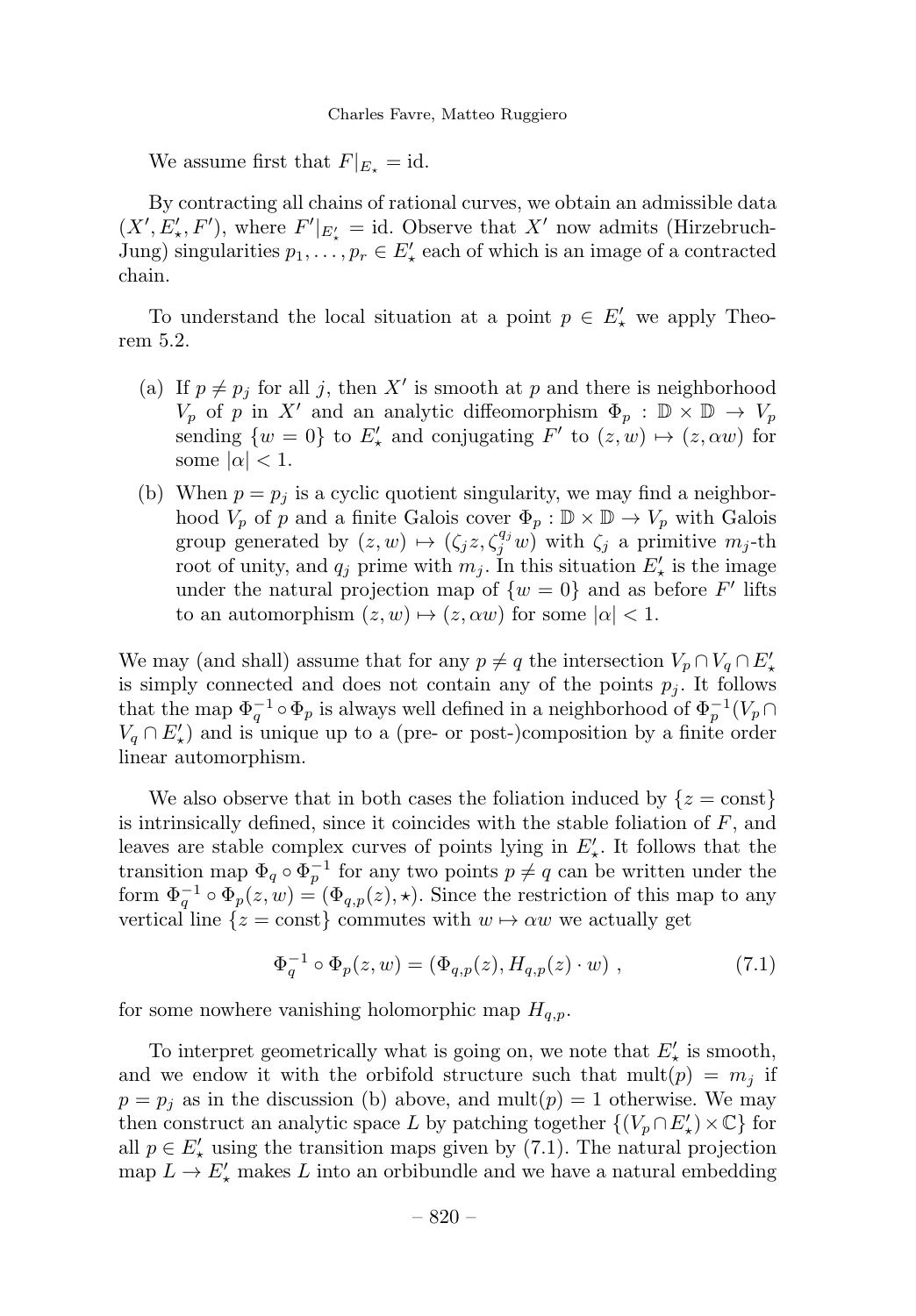We assume first that $F|_{E_\star} = \mathrm{id}$.

By contracting all chains of rational curves, we obtain an admissible data $(X', E'_\star, F')$, where $F'|_{E'_\star} = \mathrm{id}$. Observe that $X'$ now admits (Hirzebruch-Jung) singularities $p_1, \ldots, p_r \in E'_\star$ each of which is an image of a contracted chain.

To understand the local situation at a point $p \in E'_\star$ we apply Theorem 5.2.

(a) If $p \neq p_j$ for all $j$, then $X'$ is smooth at $p$ and there is neighborhood $V_p$ of $p$ in $X'$ and an analytic diffeomorphism $\Phi_p : \mathbb{D} \times \mathbb{D} \to V_p$ sending $\{w = 0\}$ to $E'_\star$ and conjugating $F'$ to $(z, w) \mapsto (z, \alpha w)$ for some $|\alpha| < 1$.

(b) When $p = p_j$ is a cyclic quotient singularity, we may find a neighborhood $V_p$ of $p$ and a finite Galois cover $\Phi_p : \mathbb{D} \times \mathbb{D} \to V_p$ with Galois group generated by $(z, w) \mapsto (\zeta_j z, \zeta_j^{q_j} w)$ with $\zeta_j$ a primitive $m_j$-th root of unity, and $q_j$ prime with $m_j$. In this situation $E'_\star$ is the image under the natural projection map of $\{w = 0\}$ and as before $F'$ lifts to an automorphism $(z, w) \mapsto (z, \alpha w)$ for some $|\alpha| < 1$.

We may (and shall) assume that for any $p \neq q$ the intersection $V_p \cap V_q \cap E'_\star$ is simply connected and does not contain any of the points $p_j$. It follows that the map $\Phi_q^{-1} \circ \Phi_p$ is always well defined in a neighborhood of $\Phi_p^{-1}(V_p \cap V_q \cap E'_\star)$ and is unique up to a (pre- or post-)composition by a finite order linear automorphism.

We also observe that in both cases the foliation induced by $\{z = \mathrm{const}\}$ is intrinsically defined, since it coincides with the stable foliation of $F$, and leaves are stable complex curves of points lying in $E'_\star$. It follows that the transition map $\Phi_q \circ \Phi_p^{-1}$ for any two points $p \neq q$ can be written under the form $\Phi_q^{-1} \circ \Phi_p(z, w) = (\Phi_{q,p}(z), \star)$. Since the restriction of this map to any vertical line $\{z = \mathrm{const}\}$ commutes with $w \mapsto \alpha w$ we actually get

$$\Phi_q^{-1} \circ \Phi_p(z, w) = (\Phi_{q,p}(z), H_{q,p}(z) \cdot w) \ , \tag{7.1}$$

for some nowhere vanishing holomorphic map $H_{q,p}$.

To interpret geometrically what is going on, we note that $E'_\star$ is smooth, and we endow it with the orbifold structure such that $\mathrm{mult}(p) = m_j$ if $p = p_j$ as in the discussion (b) above, and $\mathrm{mult}(p) = 1$ otherwise. We may then construct an analytic space $L$ by patching together $\{(V_p \cap E'_\star) \times \mathbb{C}\}$ for all $p \in E'_\star$ using the transition maps given by (7.1). The natural projection map $L \to E'_\star$ makes $L$ into an orbibundle and we have a natural embedding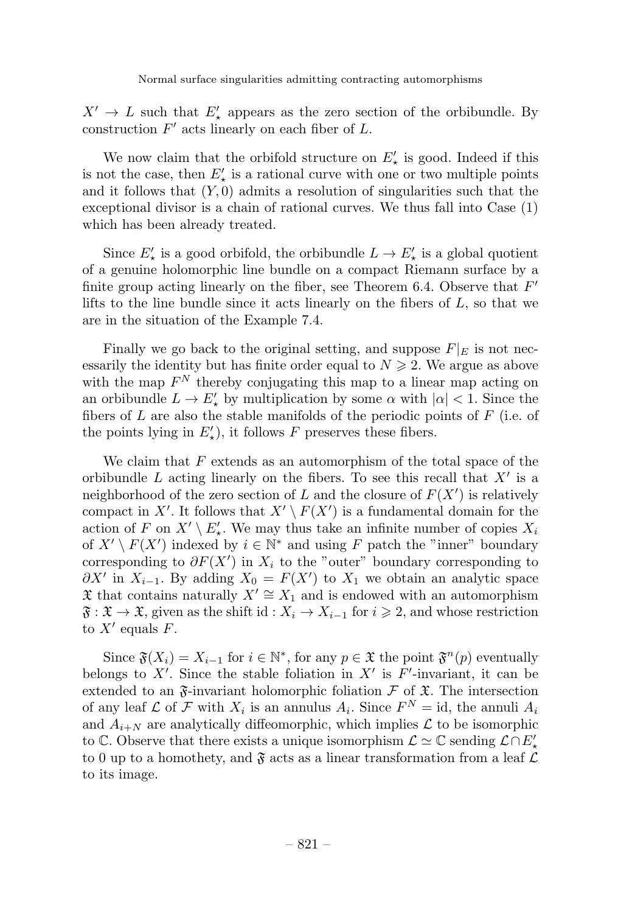$X' \to L$ such that $E'_\star$ appears as the zero section of the orbibundle. By construction $F'$ acts linearly on each fiber of $L$.

We now claim that the orbifold structure on $E'_\star$ is good. Indeed if this is not the case, then $E'_\star$ is a rational curve with one or two multiple points and it follows that $(Y, 0)$ admits a resolution of singularities such that the exceptional divisor is a chain of rational curves. We thus fall into Case (1) which has been already treated.

Since $E'_\star$ is a good orbifold, the orbibundle $L \to E'_\star$ is a global quotient of a genuine holomorphic line bundle on a compact Riemann surface by a finite group acting linearly on the fiber, see Theorem 6.4. Observe that $F'$ lifts to the line bundle since it acts linearly on the fibers of $L$, so that we are in the situation of the Example 7.4.

Finally we go back to the original setting, and suppose $F|_E$ is not necessarily the identity but has finite order equal to $N \geqslant 2$. We argue as above with the map $F^N$ thereby conjugating this map to a linear map acting on an orbibundle $L \to E'_\star$ by multiplication by some $\alpha$ with $|\alpha| < 1$. Since the fibers of $L$ are also the stable manifolds of the periodic points of $F$ (i.e. of the points lying in $E'_\star$), it follows $F$ preserves these fibers.

We claim that $F$ extends as an automorphism of the total space of the orbibundle $L$ acting linearly on the fibers. To see this recall that $X'$ is a neighborhood of the zero section of $L$ and the closure of $F(X')$ is relatively compact in $X'$. It follows that $X' \setminus F(X')$ is a fundamental domain for the action of $F$ on $X' \setminus E'_\star$. We may thus take an infinite number of copies $X_i$ of $X' \setminus F(X')$ indexed by $i \in \mathbb{N}^*$ and using $F$ patch the "inner" boundary corresponding to $\partial F(X')$ in $X_i$ to the "outer" boundary corresponding to $\partial X'$ in $X_{i-1}$. By adding $X_0 = F(X')$ to $X_1$ we obtain an analytic space $\mathfrak{X}$ that contains naturally $X' \cong X_1$ and is endowed with an automorphism $\mathfrak{F} : \mathfrak{X} \to \mathfrak{X}$, given as the shift $\mathrm{id} : X_i \to X_{i-1}$ for $i \geqslant 2$, and whose restriction to $X'$ equals $F$.

Since $\mathfrak{F}(X_i) = X_{i-1}$ for $i \in \mathbb{N}^*$, for any $p \in \mathfrak{X}$ the point $\mathfrak{F}^n(p)$ eventually belongs to $X'$. Since the stable foliation in $X'$ is $F'$-invariant, it can be extended to an $\mathfrak{F}$-invariant holomorphic foliation $\mathcal{F}$ of $\mathfrak{X}$. The intersection of any leaf $\mathcal{L}$ of $\mathcal{F}$ with $X_i$ is an annulus $A_i$. Since $F^N = \mathrm{id}$, the annuli $A_i$ and $A_{i+N}$ are analytically diffeomorphic, which implies $\mathcal{L}$ to be isomorphic to $\mathbb{C}$. Observe that there exists a unique isomorphism $\mathcal{L} \simeq \mathbb{C}$ sending $\mathcal{L} \cap E'_\star$ to 0 up to a homothety, and $\mathfrak{F}$ acts as a linear transformation from a leaf $\mathcal{L}$ to its image.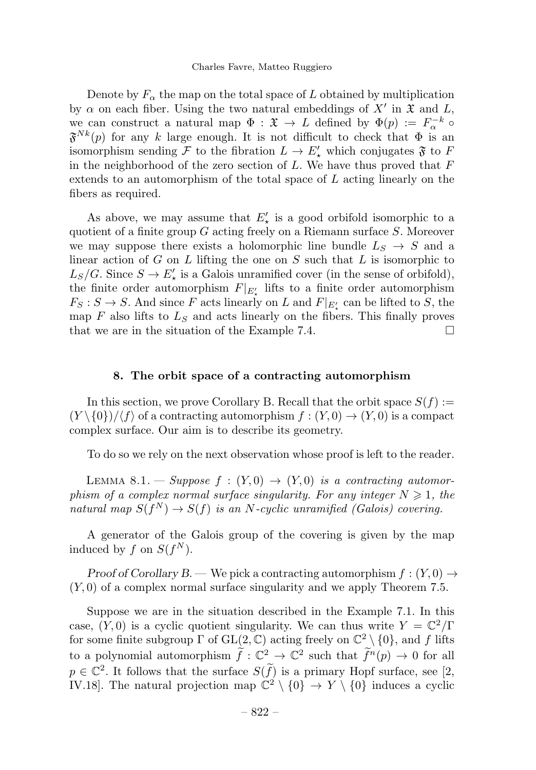Denote by $F_\alpha$ the map on the total space of $L$ obtained by multiplication by $\alpha$ on each fiber. Using the two natural embeddings of $X'$ in $\mathfrak{X}$ and $L$, we can construct a natural map $\Phi : \mathfrak{X} \to L$ defined by $\Phi(p) := F_\alpha^{-k} \circ \mathfrak{F}^{Nk}(p)$ for any $k$ large enough. It is not difficult to check that $\Phi$ is an isomorphism sending $\mathcal{F}$ to the fibration $L \to E'_\star$ which conjugates $\mathfrak{F}$ to $F$ in the neighborhood of the zero section of $L$. We have thus proved that $F$ extends to an automorphism of the total space of $L$ acting linearly on the fibers as required.

As above, we may assume that $E'_\star$ is a good orbifold isomorphic to a quotient of a finite group $G$ acting freely on a Riemann surface $S$. Moreover we may suppose there exists a holomorphic line bundle $L_S \to S$ and a linear action of $G$ on $L$ lifting the one on $S$ such that $L$ is isomorphic to $L_S/G$. Since $S \to E'_\star$ is a Galois unramified cover (in the sense of orbifold), the finite order automorphism $F|_{E'_\star}$ lifts to a finite order automorphism $F_S : S \to S$. And since $F$ acts linearly on $L$ and $F|_{E'_\star}$ can be lifted to $S$, the map $F$ also lifts to $L_S$ and acts linearly on the fibers. This finally proves that we are in the situation of the Example 7.4. □

## 8. The orbit space of a contracting automorphism

In this section, we prove Corollary B. Recall that the orbit space $S(f) := (Y \setminus \{0\})/\langle f \rangle$ of a contracting automorphism $f : (Y, 0) \to (Y, 0)$ is a compact complex surface. Our aim is to describe its geometry.

To do so we rely on the next observation whose proof is left to the reader.

Lemma 8.1. — *Suppose $f : (Y, 0) \to (Y, 0)$ is a contracting automorphism of a complex normal surface singularity. For any integer $N \geqslant 1$, the natural map $S(f^N) \to S(f)$ is an $N$-cyclic unramified (Galois) covering.*

A generator of the Galois group of the covering is given by the map induced by $f$ on $S(f^N)$.

*Proof of Corollary B.* — We pick a contracting automorphism $f : (Y, 0) \to (Y, 0)$ of a complex normal surface singularity and we apply Theorem 7.5.

Suppose we are in the situation described in the Example 7.1. In this case, $(Y, 0)$ is a cyclic quotient singularity. We can thus write $Y = \mathbb{C}^2/\Gamma$ for some finite subgroup $\Gamma$ of $\mathrm{GL}(2, \mathbb{C})$ acting freely on $\mathbb{C}^2 \setminus \{0\}$, and $f$ lifts to a polynomial automorphism $\widetilde{f} : \mathbb{C}^2 \to \mathbb{C}^2$ such that $\widetilde{f}^n(p) \to 0$ for all $p \in \mathbb{C}^2$. It follows that the surface $S(\widetilde{f})$ is a primary Hopf surface, see [2, IV.18]. The natural projection map $\mathbb{C}^2 \setminus \{0\} \to Y \setminus \{0\}$ induces a cyclic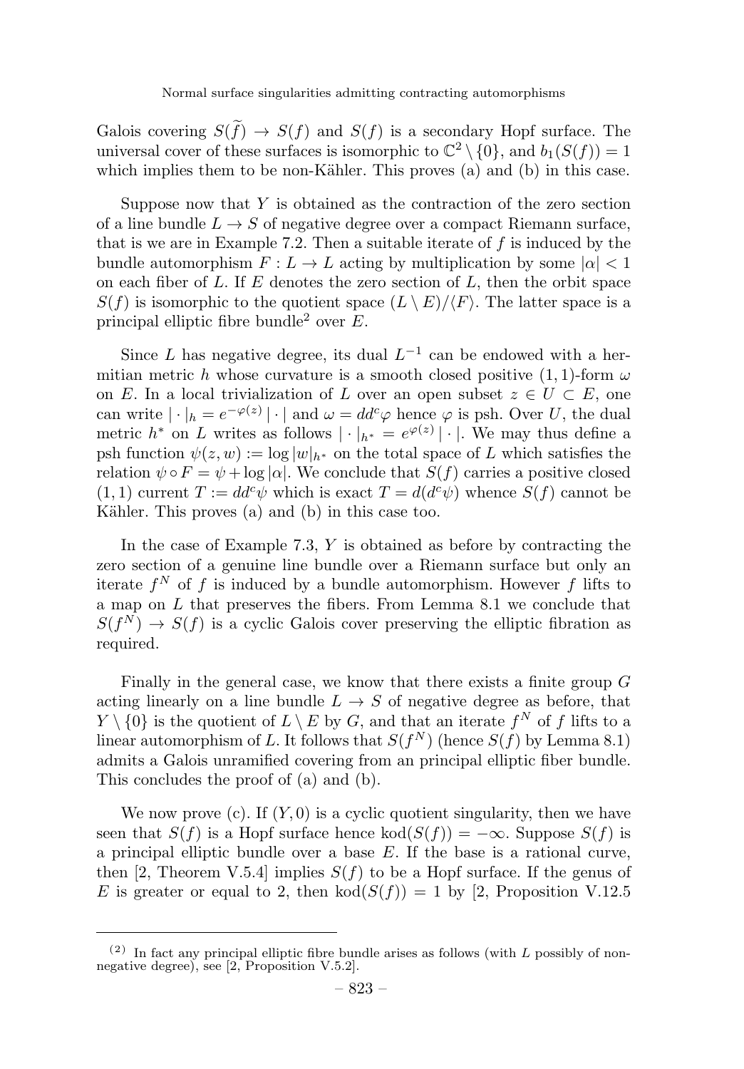Galois covering $S(\widetilde{f}) \to S(f)$ and $S(f)$ is a secondary Hopf surface. The universal cover of these surfaces is isomorphic to $\mathbb{C}^2 \setminus \{0\}$, and $b_1(S(f)) = 1$ which implies them to be non-Kähler. This proves (a) and (b) in this case.

Suppose now that $Y$ is obtained as the contraction of the zero section of a line bundle $L \to S$ of negative degree over a compact Riemann surface, that is we are in Example 7.2. Then a suitable iterate of $f$ is induced by the bundle automorphism $F : L \to L$ acting by multiplication by some $|\alpha| < 1$ on each fiber of $L$. If $E$ denotes the zero section of $L$, then the orbit space $S(f)$ is isomorphic to the quotient space $(L \setminus E)/\langle F\rangle$. The latter space is a principal elliptic fibre bundle[2] over $E$.

Since $L$ has negative degree, its dual $L^{-1}$ can be endowed with a hermitian metric $h$ whose curvature is a smooth closed positive $(1,1)$-form $\omega$ on $E$. In a local trivialization of $L$ over an open subset $z \in U \subset E$, one can write $|\cdot|_h = e^{-\varphi(z)}\,|\cdot|$ and $\omega = dd^c\varphi$ hence $\varphi$ is psh. Over $U$, the dual metric $h^*$ on $L$ writes as follows $|\cdot|_{h^*} = e^{\varphi(z)}\,|\cdot|$. We may thus define a psh function $\psi(z,w) := \log|w|_{h^*}$ on the total space of $L$ which satisfies the relation $\psi \circ F = \psi + \log|\alpha|$. We conclude that $S(f)$ carries a positive closed $(1,1)$ current $T := dd^c\psi$ which is exact $T = d(d^c\psi)$ whence $S(f)$ cannot be Kähler. This proves (a) and (b) in this case too.

In the case of Example 7.3, $Y$ is obtained as before by contracting the zero section of a genuine line bundle over a Riemann surface but only an iterate $f^N$ of $f$ is induced by a bundle automorphism. However $f$ lifts to a map on $L$ that preserves the fibers. From Lemma 8.1 we conclude that $S(f^N) \to S(f)$ is a cyclic Galois cover preserving the elliptic fibration as required.

Finally in the general case, we know that there exists a finite group $G$ acting linearly on a line bundle $L \to S$ of negative degree as before, that $Y \setminus \{0\}$ is the quotient of $L \setminus E$ by $G$, and that an iterate $f^N$ of $f$ lifts to a linear automorphism of $L$. It follows that $S(f^N)$ (hence $S(f)$ by Lemma 8.1) admits a Galois unramified covering from an principal elliptic fiber bundle. This concludes the proof of (a) and (b).

We now prove (c). If $(Y,0)$ is a cyclic quotient singularity, then we have seen that $S(f)$ is a Hopf surface hence $\mathrm{kod}(S(f)) = -\infty$. Suppose $S(f)$ is a principal elliptic bundle over a base $E$. If the base is a rational curve, then [2, Theorem V.5.4] implies $S(f)$ to be a Hopf surface. If the genus of $E$ is greater or equal to 2, then $\mathrm{kod}(S(f)) = 1$ by [2, Proposition V.12.5

---

[2] In fact any principal elliptic fibre bundle arises as follows (with $L$ possibly of non-negative degree), see [2, Proposition V.5.2].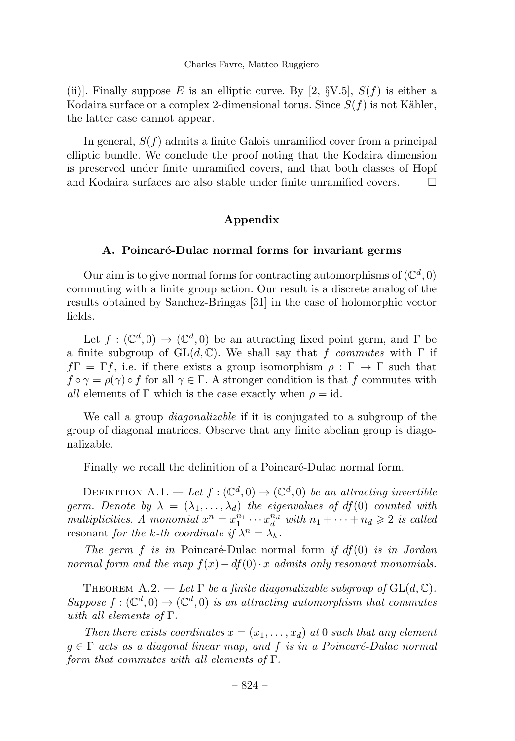(ii)]. Finally suppose $E$ is an elliptic curve. By [2, §V.5], $S(f)$ is either a Kodaira surface or a complex 2-dimensional torus. Since $S(f)$ is not Kähler, the latter case cannot appear.

In general, $S(f)$ admits a finite Galois unramified cover from a principal elliptic bundle. We conclude the proof noting that the Kodaira dimension is preserved under finite unramified covers, and that both classes of Hopf and Kodaira surfaces are also stable under finite unramified covers. $\square$

## Appendix

### A. Poincaré-Dulac normal forms for invariant germs

Our aim is to give normal forms for contracting automorphisms of $(\mathbb{C}^d, 0)$ commuting with a finite group action. Our result is a discrete analog of the results obtained by Sanchez-Bringas [31] in the case of holomorphic vector fields.

Let $f : (\mathbb{C}^d, 0) \to (\mathbb{C}^d, 0)$ be an attracting fixed point germ, and $\Gamma$ be a finite subgroup of $\mathrm{GL}(d, \mathbb{C})$. We shall say that $f$ *commutes* with $\Gamma$ if $f\Gamma = \Gamma f$, i.e. if there exists a group isomorphism $\rho : \Gamma \to \Gamma$ such that $f \circ \gamma = \rho(\gamma) \circ f$ for all $\gamma \in \Gamma$. A stronger condition is that $f$ commutes with *all* elements of $\Gamma$ which is the case exactly when $\rho = \mathrm{id}$.

We call a group *diagonalizable* if it is conjugated to a subgroup of the group of diagonal matrices. Observe that any finite abelian group is diagonalizable.

Finally we recall the definition of a Poincaré-Dulac normal form.

Definition A.1. — *Let $f : (\mathbb{C}^d, 0) \to (\mathbb{C}^d, 0)$ be an attracting invertible germ. Denote by $\lambda = (\lambda_1, \dots, \lambda_d)$ the eigenvalues of $df(0)$ counted with multiplicities. A monomial $x^n = x_1^{n_1} \cdots x_d^{n_d}$ with $n_1 + \cdots + n_d \geqslant 2$ is called* resonant *for the $k$-th coordinate if $\lambda^n = \lambda_k$.*

*The germ $f$ is in* Poincaré-Dulac normal form *if $df(0)$ is in Jordan normal form and the map $f(x) - df(0) \cdot x$ admits only resonant monomials.*

Theorem A.2. — *Let $\Gamma$ be a finite diagonalizable subgroup of $\mathrm{GL}(d, \mathbb{C})$. Suppose $f : (\mathbb{C}^d, 0) \to (\mathbb{C}^d, 0)$ is an attracting automorphism that commutes with all elements of $\Gamma$.*

*Then there exists coordinates $x = (x_1, \dots, x_d)$ at $0$ such that any element $g \in \Gamma$ acts as a diagonal linear map, and $f$ is in a Poincaré-Dulac normal form that commutes with all elements of $\Gamma$.*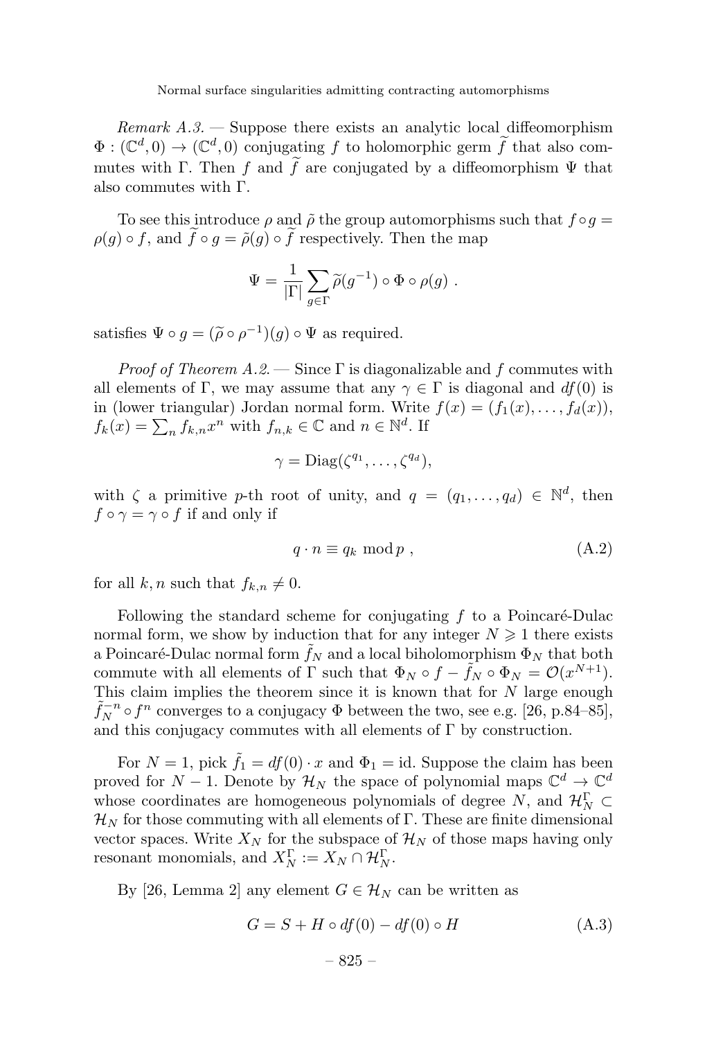*Remark A.3.* — Suppose there exists an analytic local diffeomorphism $\Phi : (\mathbb{C}^d, 0) \to (\mathbb{C}^d, 0)$ conjugating $f$ to holomorphic germ $\widetilde{f}$ that also commutes with $\Gamma$. Then $f$ and $\widetilde{f}$ are conjugated by a diffeomorphism $\Psi$ that also commutes with $\Gamma$.

To see this introduce $\rho$ and $\tilde{\rho}$ the group automorphisms such that $f \circ g = \rho(g) \circ f$, and $\widetilde{f} \circ g = \tilde{\rho}(g) \circ \widetilde{f}$ respectively. Then the map

$$\Psi = \frac{1}{|\Gamma|} \sum_{g \in \Gamma} \widetilde{\rho}(g^{-1}) \circ \Phi \circ \rho(g) \ .$$

satisfies $\Psi \circ g = (\widetilde{\rho} \circ \rho^{-1})(g) \circ \Psi$ as required.

*Proof of Theorem A.2.* — Since $\Gamma$ is diagonalizable and $f$ commutes with all elements of $\Gamma$, we may assume that any $\gamma \in \Gamma$ is diagonal and $df(0)$ is in (lower triangular) Jordan normal form. Write $f(x) = (f_1(x), \ldots, f_d(x))$, $f_k(x) = \sum_n f_{k,n} x^n$ with $f_{n,k} \in \mathbb{C}$ and $n \in \mathbb{N}^d$. If

$$\gamma = \mathrm{Diag}(\zeta^{q_1}, \ldots, \zeta^{q_d}),$$

with $\zeta$ a primitive $p$-th root of unity, and $q = (q_1, \ldots, q_d) \in \mathbb{N}^d$, then $f \circ \gamma = \gamma \circ f$ if and only if

$$q \cdot n \equiv q_k \bmod p \ , \tag{A.2}$$

for all $k, n$ such that $f_{k,n} \neq 0$.

Following the standard scheme for conjugating $f$ to a Poincaré-Dulac normal form, we show by induction that for any integer $N \geqslant 1$ there exists a Poincaré-Dulac normal form $\tilde{f}_N$ and a local biholomorphism $\Phi_N$ that both commute with all elements of $\Gamma$ such that $\Phi_N \circ f - \tilde{f}_N \circ \Phi_N = \mathcal{O}(x^{N+1})$. This claim implies the theorem since it is known that for $N$ large enough $\tilde{f}_N^{-n} \circ f^n$ converges to a conjugacy $\Phi$ between the two, see e.g. [26, p.84–85], and this conjugacy commutes with all elements of $\Gamma$ by construction.

For $N = 1$, pick $\tilde{f}_1 = df(0) \cdot x$ and $\Phi_1 = \mathrm{id}$. Suppose the claim has been proved for $N - 1$. Denote by $\mathcal{H}_N$ the space of polynomial maps $\mathbb{C}^d \to \mathbb{C}^d$ whose coordinates are homogeneous polynomials of degree $N$, and $\mathcal{H}_N^\Gamma \subset \mathcal{H}_N$ for those commuting with all elements of $\Gamma$. These are finite dimensional vector spaces. Write $X_N$ for the subspace of $\mathcal{H}_N$ of those maps having only resonant monomials, and $X_N^\Gamma := X_N \cap \mathcal{H}_N^\Gamma$.

By [26, Lemma 2] any element $G \in \mathcal{H}_N$ can be written as

$$G = S + H \circ df(0) - df(0) \circ H \tag{A.3}$$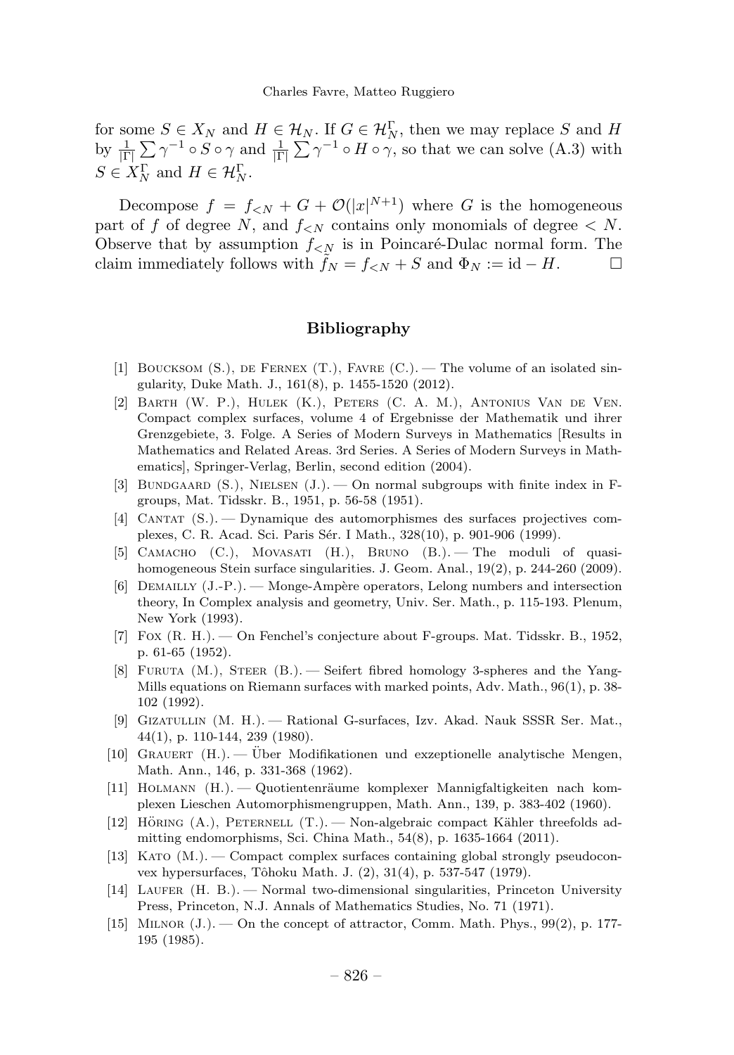for some $S \in X_N$ and $H \in \mathcal{H}_N$. If $G \in \mathcal{H}_N^\Gamma$, then we may replace $S$ and $H$ by $\frac{1}{|\Gamma|}\sum \gamma^{-1} \circ S \circ \gamma$ and $\frac{1}{|\Gamma|}\sum \gamma^{-1} \circ H \circ \gamma$, so that we can solve (A.3) with $S \in X_N^\Gamma$ and $H \in \mathcal{H}_N^\Gamma$.

Decompose $f = f_{<N} + G + \mathcal{O}(|x|^{N+1})$ where $G$ is the homogeneous part of $f$ of degree $N$, and $f_{<N}$ contains only monomials of degree $< N$. Observe that by assumption $f_{<N}$ is in Poincaré-Dulac normal form. The claim immediately follows with $\tilde{f}_N = f_{<N} + S$ and $\Phi_N := \mathrm{id} - H$. $\square$

## Bibliography

[1] Boucksom (S.), de Fernex (T.), Favre (C.). — The volume of an isolated singularity, Duke Math. J., 161(8), p. 1455-1520 (2012).

[2] Barth (W. P.), Hulek (K.), Peters (C. A. M.), Antonius Van de Ven. Compact complex surfaces, volume 4 of Ergebnisse der Mathematik und ihrer Grenzgebiete, 3. Folge. A Series of Modern Surveys in Mathematics [Results in Mathematics and Related Areas. 3rd Series. A Series of Modern Surveys in Mathematics], Springer-Verlag, Berlin, second edition (2004).

[3] Bundgaard (S.), Nielsen (J.). — On normal subgroups with finite index in F-groups, Mat. Tidsskr. B., 1951, p. 56-58 (1951).

[4] Cantat (S.). — Dynamique des automorphismes des surfaces projectives complexes, C. R. Acad. Sci. Paris Sér. I Math., 328(10), p. 901-906 (1999).

[5] Camacho (C.), Movasati (H.), Bruno (B.). — The moduli of quasi-homogeneous Stein surface singularities. J. Geom. Anal., 19(2), p. 244-260 (2009).

[6] Demailly (J.-P.). — Monge-Ampère operators, Lelong numbers and intersection theory, In Complex analysis and geometry, Univ. Ser. Math., p. 115-193. Plenum, New York (1993).

[7] Fox (R. H.). — On Fenchel's conjecture about F-groups. Mat. Tidsskr. B., 1952, p. 61-65 (1952).

[8] Furuta (M.), Steer (B.). — Seifert fibred homology 3-spheres and the Yang-Mills equations on Riemann surfaces with marked points, Adv. Math., 96(1), p. 38-102 (1992).

[9] Gizatullin (M. H.). — Rational G-surfaces, Izv. Akad. Nauk SSSR Ser. Mat., 44(1), p. 110-144, 239 (1980).

[10] Grauert (H.). — Über Modifikationen und exzeptionelle analytische Mengen, Math. Ann., 146, p. 331-368 (1962).

[11] Holmann (H.). — Quotientenräume komplexer Mannigfaltigkeiten nach komplexen Lieschen Automorphismengruppen, Math. Ann., 139, p. 383-402 (1960).

[12] Höring (A.), Peternell (T.). — Non-algebraic compact Kähler threefolds admitting endomorphisms, Sci. China Math., 54(8), p. 1635-1664 (2011).

[13] Kato (M.). — Compact complex surfaces containing global strongly pseudoconvex hypersurfaces, Tôhoku Math. J. (2), 31(4), p. 537-547 (1979).

[14] Laufer (H. B.). — Normal two-dimensional singularities, Princeton University Press, Princeton, N.J. Annals of Mathematics Studies, No. 71 (1971).

[15] Milnor (J.). — On the concept of attractor, Comm. Math. Phys., 99(2), p. 177-195 (1985).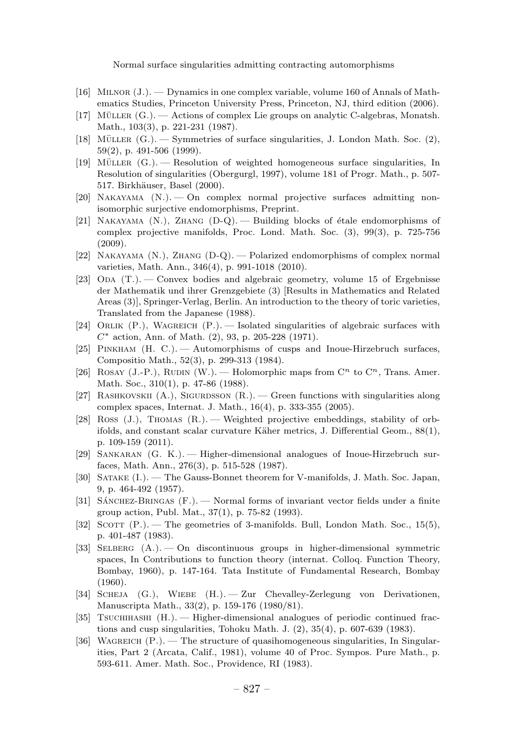- [16] Milnor (J.). — Dynamics in one complex variable, volume 160 of Annals of Mathematics Studies, Princeton University Press, Princeton, NJ, third edition (2006).
- [17] Müller (G.). — Actions of complex Lie groups on analytic C-algebras, Monatsh. Math., 103(3), p. 221-231 (1987).
- [18] Müller (G.). — Symmetries of surface singularities, J. London Math. Soc. (2), 59(2), p. 491-506 (1999).
- [19] Müller (G.). — Resolution of weighted homogeneous surface singularities, In Resolution of singularities (Obergurgl, 1997), volume 181 of Progr. Math., p. 507-517. Birkhäuser, Basel (2000).
- [20] Nakayama (N.). — On complex normal projective surfaces admitting non-isomorphic surjective endomorphisms, Preprint.
- [21] Nakayama (N.), Zhang (D-Q). — Building blocks of étale endomorphisms of complex projective manifolds, Proc. Lond. Math. Soc. (3), 99(3), p. 725-756 (2009).
- [22] Nakayama (N.), Zhang (D-Q). — Polarized endomorphisms of complex normal varieties, Math. Ann., 346(4), p. 991-1018 (2010).
- [23] Oda (T.). — Convex bodies and algebraic geometry, volume 15 of Ergebnisse der Mathematik und ihrer Grenzgebiete (3) [Results in Mathematics and Related Areas (3)], Springer-Verlag, Berlin. An introduction to the theory of toric varieties, Translated from the Japanese (1988).
- [24] Orlik (P.), Wagreich (P.). — Isolated singularities of algebraic surfaces with $C^*$ action, Ann. of Math. (2), 93, p. 205-228 (1971).
- [25] Pinkham (H. C.). — Automorphisms of cusps and Inoue-Hirzebruch surfaces, Compositio Math., 52(3), p. 299-313 (1984).
- [26] Rosay (J.-P.), Rudin (W.). — Holomorphic maps from $C^n$ to $C^n$, Trans. Amer. Math. Soc., 310(1), p. 47-86 (1988).
- [27] Rashkovskii (A.), Sigurdsson (R.). — Green functions with singularities along complex spaces, Internat. J. Math., 16(4), p. 333-355 (2005).
- [28] Ross (J.), Thomas (R.). — Weighted projective embeddings, stability of orbifolds, and constant scalar curvature Käher metrics, J. Differential Geom., 88(1), p. 109-159 (2011).
- [29] Sankaran (G. K.). — Higher-dimensional analogues of Inoue-Hirzebruch surfaces, Math. Ann., 276(3), p. 515-528 (1987).
- [30] Satake (I.). — The Gauss-Bonnet theorem for V-manifolds, J. Math. Soc. Japan, 9, p. 464-492 (1957).
- [31] Sánchez-Bringas (F.). — Normal forms of invariant vector fields under a finite group action, Publ. Mat., 37(1), p. 75-82 (1993).
- [32] Scott (P.). — The geometries of 3-manifolds. Bull, London Math. Soc., 15(5), p. 401-487 (1983).
- [33] Selberg (A.). — On discontinuous groups in higher-dimensional symmetric spaces, In Contributions to function theory (internat. Colloq. Function Theory, Bombay, 1960), p. 147-164. Tata Institute of Fundamental Research, Bombay (1960).
- [34] Scheja (G.), Wiebe (H.). — Zur Chevalley-Zerlegung von Derivationen, Manuscripta Math., 33(2), p. 159-176 (1980/81).
- [35] Tsuchihashi (H.). — Higher-dimensional analogues of periodic continued fractions and cusp singularities, Tohoku Math. J. (2), 35(4), p. 607-639 (1983).
- [36] Wagreich (P.). — The structure of quasihomogeneous singularities, In Singularities, Part 2 (Arcata, Calif., 1981), volume 40 of Proc. Sympos. Pure Math., p. 593-611. Amer. Math. Soc., Providence, RI (1983).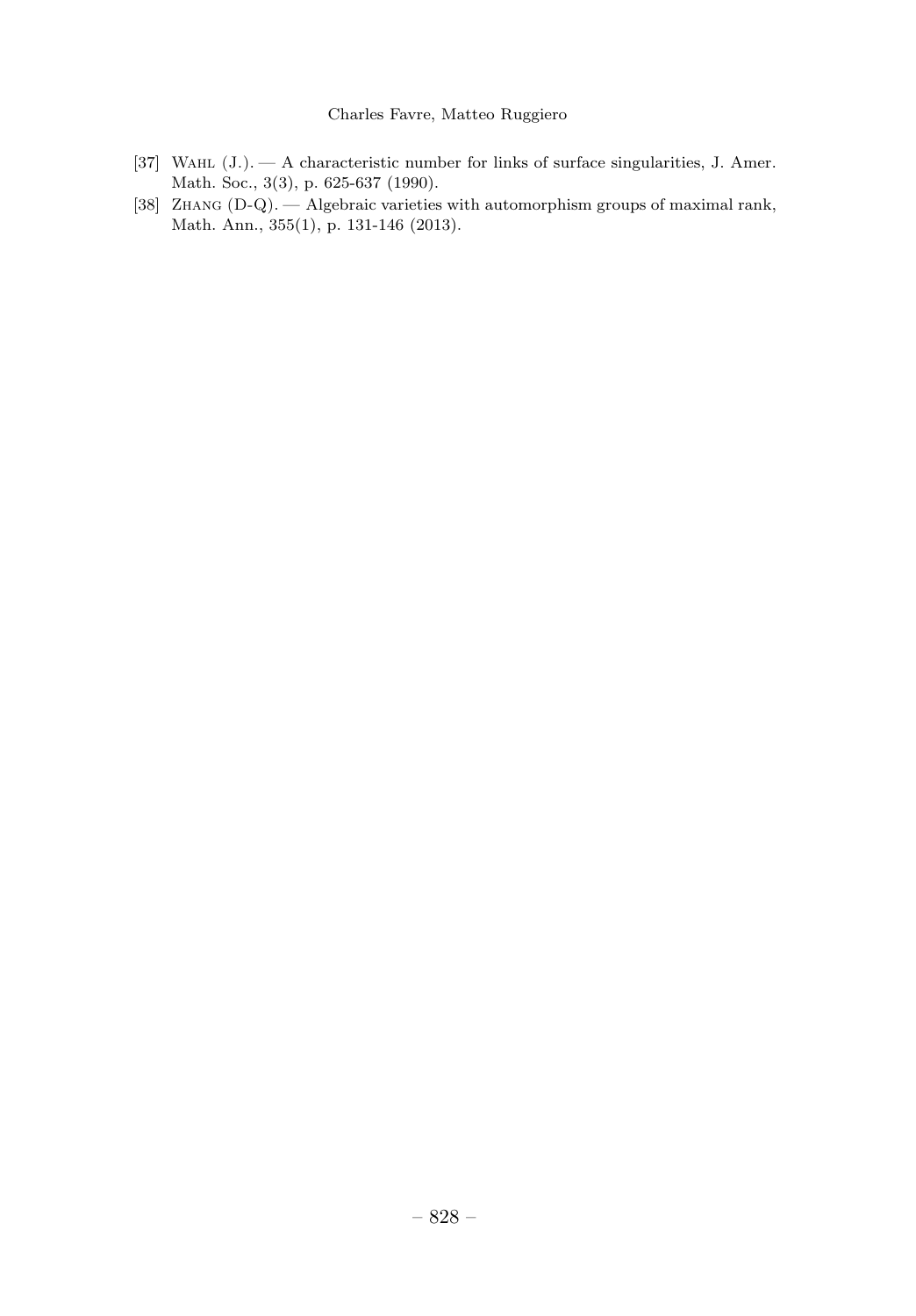[37] Wahl (J.). — A characteristic number for links of surface singularities, J. Amer. Math. Soc., 3(3), p. 625-637 (1990).

[38] Zhang (D-Q). — Algebraic varieties with automorphism groups of maximal rank, Math. Ann., 355(1), p. 131-146 (2013).